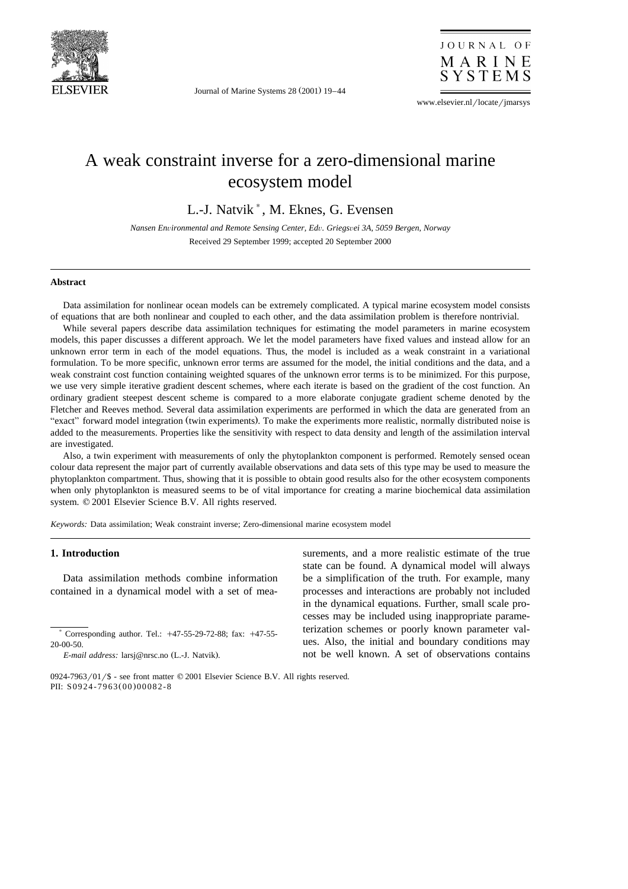# A weak constraint inverse for a zero-dimensional marine ecosystem model

L.-J. Natvik *, M. Eknes, G. Evensen

*Nansen Environmental and Remote Sensing Center, Edv. Griegsvei 3A, 5059 Bergen, Norway*

Received 29 September 1999; accepted 20 September 2000

## Abstract

Data assimilation for nonlinear ocean models can be extremely complicated. A typical marine ecosystem model consists of equations that are both nonlinear and coupled to each other, and the data assimilation problem is therefore nontrivial.

While several papers describe data assimilation techniques for estimating the model parameters in marine ecosystem models, this paper discusses a different approach. We let the model parameters have fixed values and instead allow for an unknown error term in each of the model equations. Thus, the model is included as a weak constraint in a variational formulation. To be more specific, unknown error terms are assumed for the model, the initial conditions and the data, and a weak constraint cost function containing weighted squares of the unknown error terms is to be minimized. For this purpose, we use very simple iterative gradient descent schemes, where each iterate is based on the gradient of the cost function. An ordinary gradient steepest descent scheme is compared to a more elaborate conjugate gradient scheme denoted by the Fletcher and Reeves method. Several data assimilation experiments are performed in which the data are generated from an "exact" forward model integration (twin experiments). To make the experiments more realistic, normally distributed noise is added to the measurements. Properties like the sensitivity with respect to data density and length of the assimilation interval are investigated.

Also, a twin experiment with measurements of only the phytoplankton component is performed. Remotely sensed ocean colour data represent the major part of currently available observations and data sets of this type may be used to measure the phytoplankton compartment. Thus, showing that it is possible to obtain good results also for the other ecosystem components when only phytoplankton is measured seems to be of vital importance for creating a marine biochemical data assimilation system. © 2001 Elsevier Science B.V. All rights reserved.

*Keywords:* Data assimilation; Weak constraint inverse; Zero-dimensional marine ecosystem model

## 1. Introduction

Data assimilation methods combine information contained in a dynamical model with a set of measurements, and a more realistic estimate of the true state can be found. A dynamical model will always be a simplification of the truth. For example, many processes and interactions are probably not included in the dynamical equations. Further, small scale processes may be included using inappropriate parameterization schemes or poorly known parameter values. Also, the initial and boundary conditions may not be well known. A set of observations contains

* Corresponding author. Tel.: +47-55-29-72-88; fax: +47-55-20-00-50.

*E-mail address:* larsj@nrsc.no (L.-J. Natvik).

0924-7963/01/$ - see front matter © 2001 Elsevier Science B.V. All rights reserved.
PII: S0924-7963(00)00082-8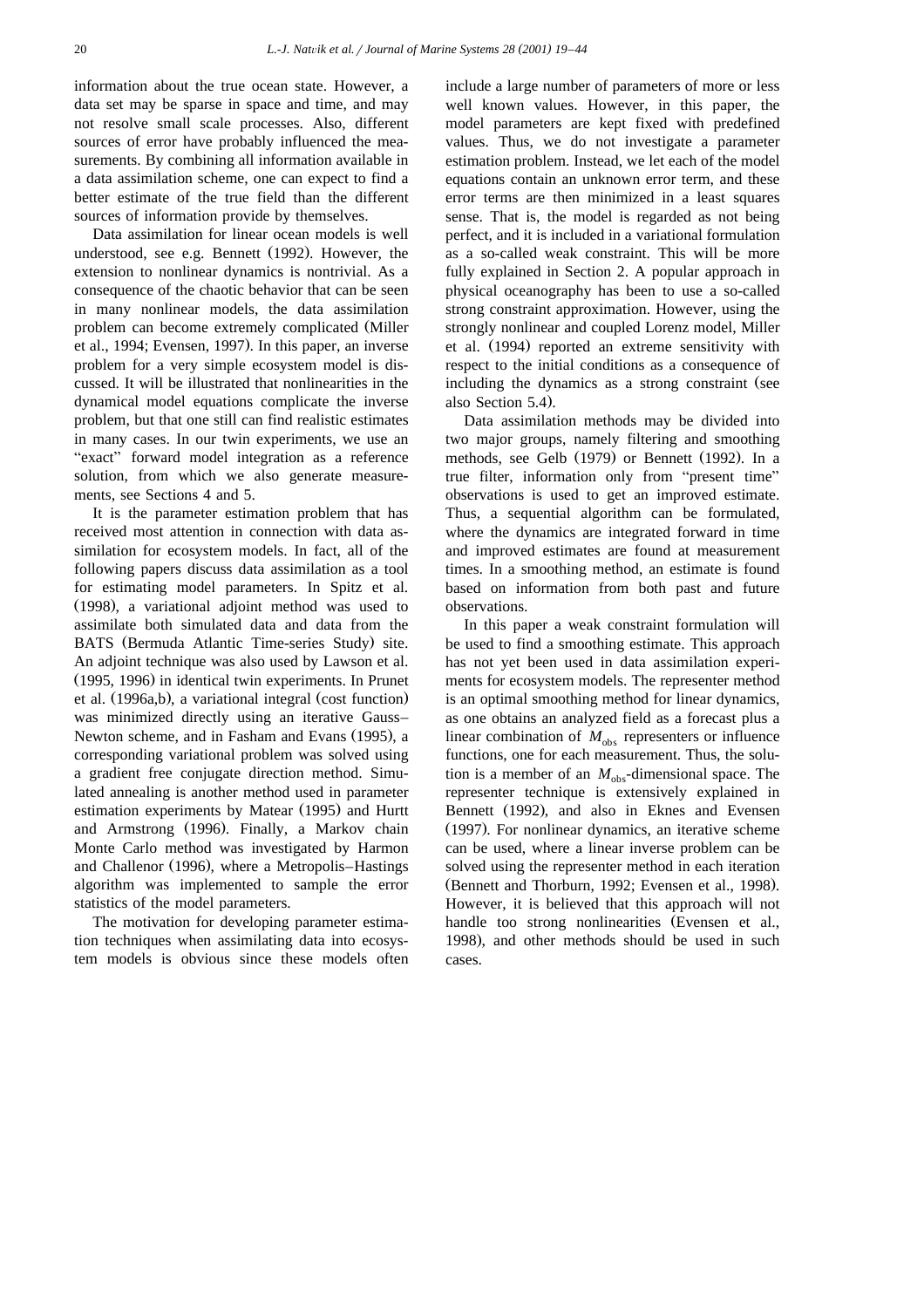information about the true ocean state. However, a data set may be sparse in space and time, and may not resolve small scale processes. Also, different sources of error have probably influenced the measurements. By combining all information available in a data assimilation scheme, one can expect to find a better estimate of the true field than the different sources of information provide by themselves.

Data assimilation for linear ocean models is well understood, see e.g. Bennett (1992). However, the extension to nonlinear dynamics is nontrivial. As a consequence of the chaotic behavior that can be seen in many nonlinear models, the data assimilation problem can become extremely complicated (Miller et al., 1994; Evensen, 1997). In this paper, an inverse problem for a very simple ecosystem model is discussed. It will be illustrated that nonlinearities in the dynamical model equations complicate the inverse problem, but that one still can find realistic estimates in many cases. In our twin experiments, we use an "exact" forward model integration as a reference solution, from which we also generate measurements, see Sections 4 and 5.

It is the parameter estimation problem that has received most attention in connection with data assimilation for ecosystem models. In fact, all of the following papers discuss data assimilation as a tool for estimating model parameters. In Spitz et al. (1998), a variational adjoint method was used to assimilate both simulated data and data from the BATS (Bermuda Atlantic Time-series Study) site. An adjoint technique was also used by Lawson et al. (1995, 1996) in identical twin experiments. In Prunet et al. (1996a,b), a variational integral (cost function) was minimized directly using an iterative Gauss–Newton scheme, and in Fasham and Evans (1995), a corresponding variational problem was solved using a gradient free conjugate direction method. Simulated annealing is another method used in parameter estimation experiments by Matear (1995) and Hurtt and Armstrong (1996). Finally, a Markov chain Monte Carlo method was investigated by Harmon and Challenor (1996), where a Metropolis–Hastings algorithm was implemented to sample the error statistics of the model parameters.

The motivation for developing parameter estimation techniques when assimilating data into ecosystem models is obvious since these models often include a large number of parameters of more or less well known values. However, in this paper, the model parameters are kept fixed with predefined values. Thus, we do not investigate a parameter estimation problem. Instead, we let each of the model equations contain an unknown error term, and these error terms are then minimized in a least squares sense. That is, the model is regarded as not being perfect, and it is included in a variational formulation as a so-called weak constraint. This will be more fully explained in Section 2. A popular approach in physical oceanography has been to use a so-called strong constraint approximation. However, using the strongly nonlinear and coupled Lorenz model, Miller et al. (1994) reported an extreme sensitivity with respect to the initial conditions as a consequence of including the dynamics as a strong constraint (see also Section 5.4).

Data assimilation methods may be divided into two major groups, namely filtering and smoothing methods, see Gelb (1979) or Bennett (1992). In a true filter, information only from "present time" observations is used to get an improved estimate. Thus, a sequential algorithm can be formulated, where the dynamics are integrated forward in time and improved estimates are found at measurement times. In a smoothing method, an estimate is found based on information from both past and future observations.

In this paper a weak constraint formulation will be used to find a smoothing estimate. This approach has not yet been used in data assimilation experiments for ecosystem models. The representer method is an optimal smoothing method for linear dynamics, as one obtains an analyzed field as a forecast plus a linear combination of $M_{\text{obs}}$ representers or influence functions, one for each measurement. Thus, the solution is a member of an $M_{\text{obs}}$-dimensional space. The representer technique is extensively explained in Bennett (1992), and also in Eknes and Evensen (1997). For nonlinear dynamics, an iterative scheme can be used, where a linear inverse problem can be solved using the representer method in each iteration (Bennett and Thorburn, 1992; Evensen et al., 1998). However, it is believed that this approach will not handle too strong nonlinearities (Evensen et al., 1998), and other methods should be used in such cases.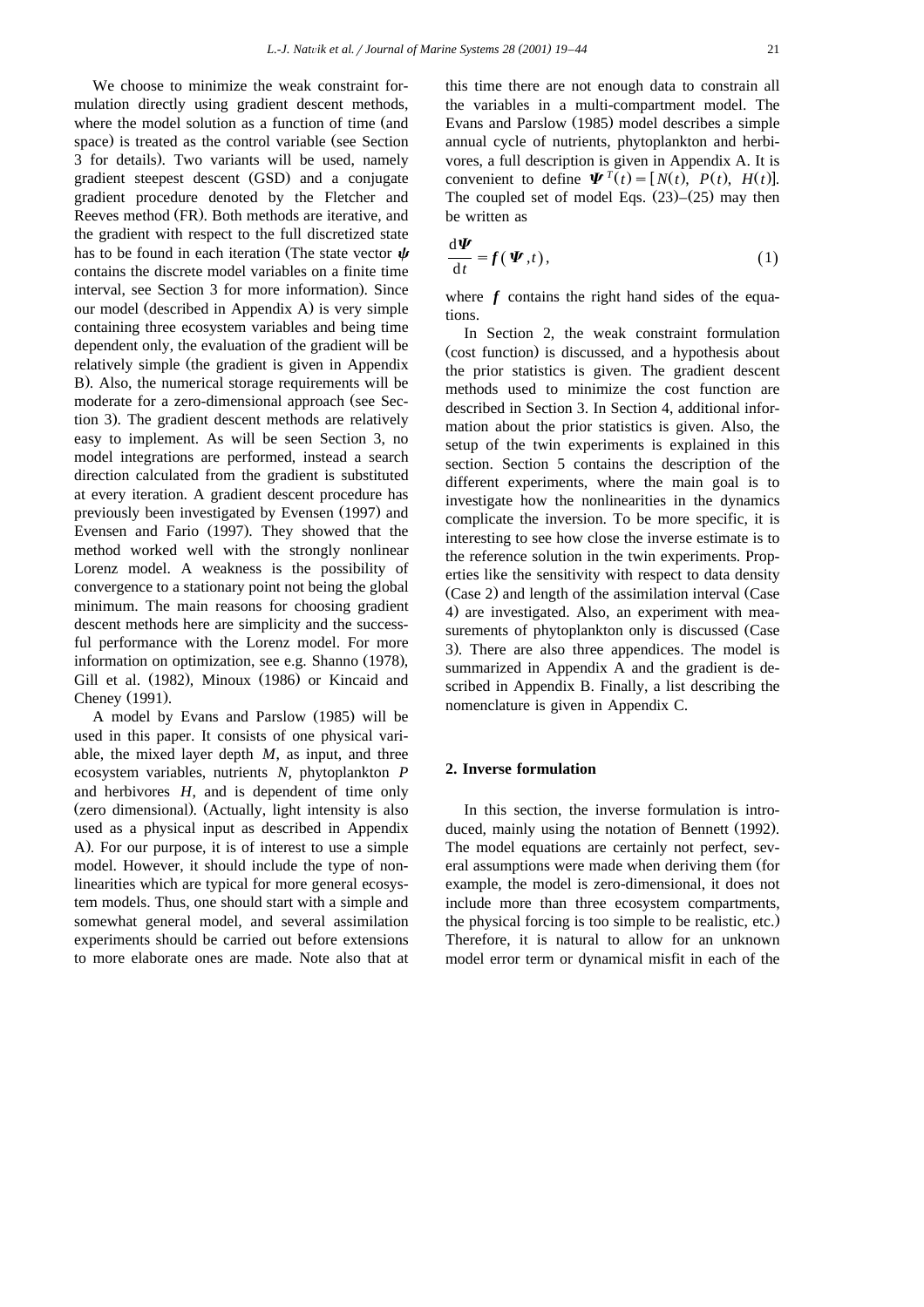We choose to minimize the weak constraint formulation directly using gradient descent methods, where the model solution as a function of time (and space) is treated as the control variable (see Section 3 for details). Two variants will be used, namely gradient steepest descent (GSD) and a conjugate gradient procedure denoted by the Fletcher and Reeves method (FR). Both methods are iterative, and the gradient with respect to the full discretized state has to be found in each iteration (The state vector $\boldsymbol{\psi}$ contains the discrete model variables on a finite time interval, see Section 3 for more information). Since our model (described in Appendix A) is very simple containing three ecosystem variables and being time dependent only, the evaluation of the gradient will be relatively simple (the gradient is given in Appendix B). Also, the numerical storage requirements will be moderate for a zero-dimensional approach (see Section 3). The gradient descent methods are relatively easy to implement. As will be seen Section 3, no model integrations are performed, instead a search direction calculated from the gradient is substituted at every iteration. A gradient descent procedure has previously been investigated by Evensen (1997) and Evensen and Fario (1997). They showed that the method worked well with the strongly nonlinear Lorenz model. A weakness is the possibility of convergence to a stationary point not being the global minimum. The main reasons for choosing gradient descent methods here are simplicity and the successful performance with the Lorenz model. For more information on optimization, see e.g. Shanno (1978), Gill et al. (1982), Minoux (1986) or Kincaid and Cheney (1991).

A model by Evans and Parslow (1985) will be used in this paper. It consists of one physical variable, the mixed layer depth $M$, as input, and three ecosystem variables, nutrients $N$, phytoplankton $P$ and herbivores $H$, and is dependent of time only (zero dimensional). (Actually, light intensity is also used as a physical input as described in Appendix A). For our purpose, it is of interest to use a simple model. However, it should include the type of nonlinearities which are typical for more general ecosystem models. Thus, one should start with a simple and somewhat general model, and several assimilation experiments should be carried out before extensions to more elaborate ones are made. Note also that at this time there are not enough data to constrain all the variables in a multi-compartment model. The Evans and Parslow (1985) model describes a simple annual cycle of nutrients, phytoplankton and herbivores, a full description is given in Appendix A. It is convenient to define $\boldsymbol{\Psi}^T(t) = [N(t),\ P(t),\ H(t)]$. The coupled set of model Eqs. (23)–(25) may then be written as

$$\frac{\mathrm{d}\boldsymbol{\Psi}}{\mathrm{d}t} = \boldsymbol{f}(\boldsymbol{\Psi}, t), \tag{1}$$

where $\boldsymbol{f}$ contains the right hand sides of the equations.

In Section 2, the weak constraint formulation (cost function) is discussed, and a hypothesis about the prior statistics is given. The gradient descent methods used to minimize the cost function are described in Section 3. In Section 4, additional information about the prior statistics is given. Also, the setup of the twin experiments is explained in this section. Section 5 contains the description of the different experiments, where the main goal is to investigate how the nonlinearities in the dynamics complicate the inversion. To be more specific, it is interesting to see how close the inverse estimate is to the reference solution in the twin experiments. Properties like the sensitivity with respect to data density (Case 2) and length of the assimilation interval (Case 4) are investigated. Also, an experiment with measurements of phytoplankton only is discussed (Case 3). There are also three appendices. The model is summarized in Appendix A and the gradient is described in Appendix B. Finally, a list describing the nomenclature is given in Appendix C.

## 2. Inverse formulation

In this section, the inverse formulation is introduced, mainly using the notation of Bennett (1992). The model equations are certainly not perfect, several assumptions were made when deriving them (for example, the model is zero-dimensional, it does not include more than three ecosystem compartments, the physical forcing is too simple to be realistic, etc.) Therefore, it is natural to allow for an unknown model error term or dynamical misfit in each of the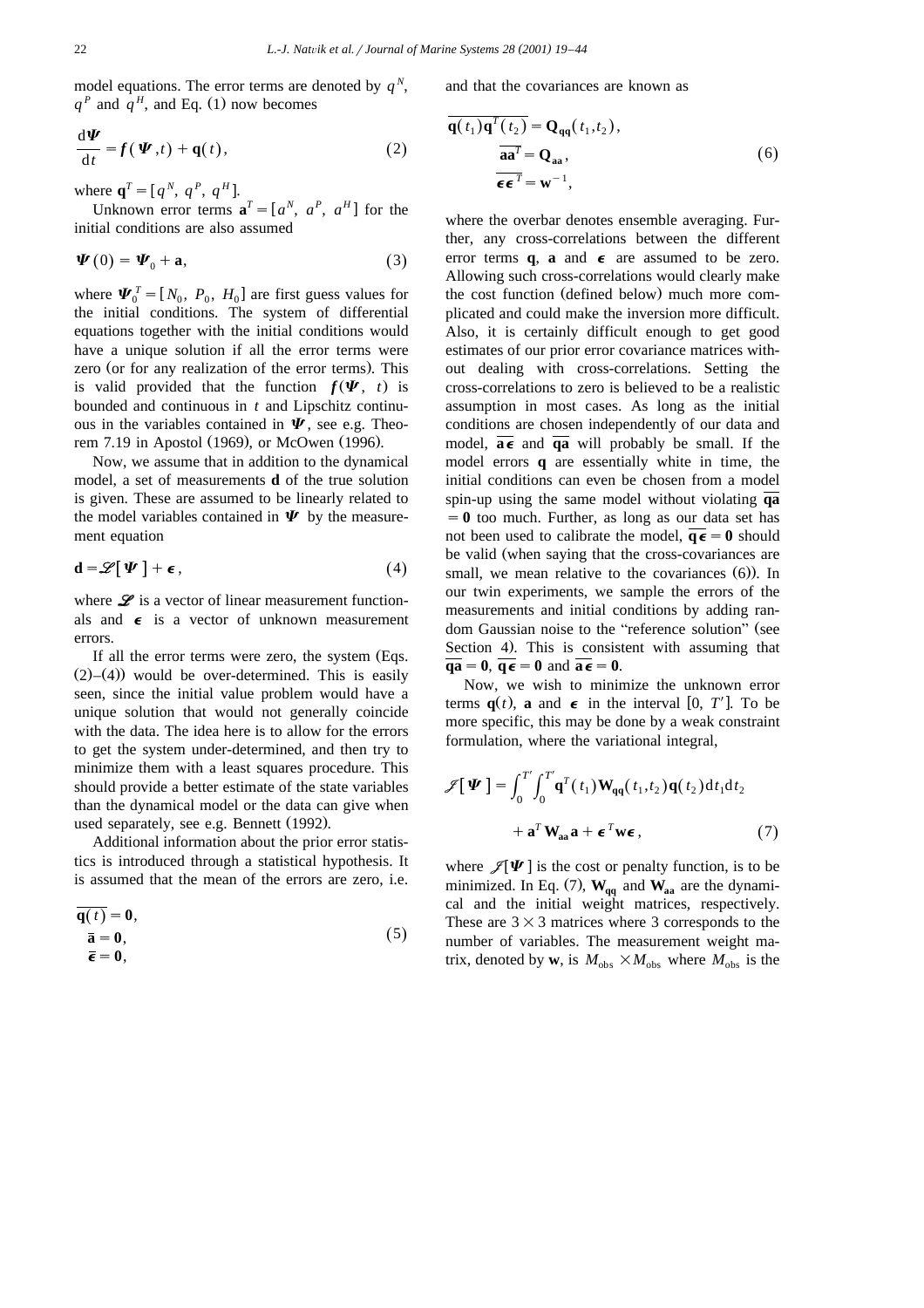model equations. The error terms are denoted by $q^N$, $q^P$ and $q^H$, and Eq. (1) now becomes

$$\frac{d\boldsymbol{\Psi}}{dt} = \boldsymbol{f}(\boldsymbol{\Psi},t) + \mathbf{q}(t), \tag{2}$$

where $\mathbf{q}^T = [q^N, q^P, q^H]$.

Unknown error terms $\mathbf{a}^T = [a^N, a^P, a^H]$ for the initial conditions are also assumed

$$\boldsymbol{\Psi}(0) = \boldsymbol{\Psi}_0 + \mathbf{a}, \tag{3}$$

where $\boldsymbol{\Psi}_0^T = [N_0, P_0, H_0]$ are first guess values for the initial conditions. The system of differential equations together with the initial conditions would have a unique solution if all the error terms were zero (or for any realization of the error terms). This is valid provided that the function $\boldsymbol{f}(\boldsymbol{\Psi}, t)$ is bounded and continuous in $t$ and Lipschitz continuous in the variables contained in $\boldsymbol{\Psi}$, see e.g. Theorem 7.19 in Apostol (1969), or McOwen (1996).

Now, we assume that in addition to the dynamical model, a set of measurements $\mathbf{d}$ of the true solution is given. These are assumed to be linearly related to the model variables contained in $\boldsymbol{\Psi}$ by the measurement equation

$$\mathbf{d} = \mathscr{L}[\boldsymbol{\Psi}] + \boldsymbol{\epsilon}, \tag{4}$$

where $\mathscr{L}$ is a vector of linear measurement functionals and $\boldsymbol{\epsilon}$ is a vector of unknown measurement errors.

If all the error terms were zero, the system (Eqs. (2)–(4)) would be over-determined. This is easily seen, since the initial value problem would have a unique solution that would not generally coincide with the data. The idea here is to allow for the errors to get the system under-determined, and then try to minimize them with a least squares procedure. This should provide a better estimate of the state variables than the dynamical model or the data can give when used separately, see e.g. Bennett (1992).

Additional information about the prior error statistics is introduced through a statistical hypothesis. It is assumed that the mean of the errors are zero, i.e.

$$\begin{aligned} \overline{\mathbf{q}(t)} &= \mathbf{0}, \\ \bar{\mathbf{a}} &= \mathbf{0}, \\ \bar{\boldsymbol{\epsilon}} &= \mathbf{0}, \end{aligned} \tag{5}$$

and that the covariances are known as

$$\begin{aligned} \overline{\mathbf{q}(t_1)\mathbf{q}^T(t_2)} &= \mathbf{Q}_{\mathbf{qq}}(t_1,t_2), \\ \overline{\mathbf{a}\mathbf{a}^T} &= \mathbf{Q}_{\mathbf{aa}}, \\ \overline{\boldsymbol{\epsilon}\boldsymbol{\epsilon}^T} &= \mathbf{w}^{-1}, \end{aligned} \tag{6}$$

where the overbar denotes ensemble averaging. Further, any cross-correlations between the different error terms $\mathbf{q}$, $\mathbf{a}$ and $\boldsymbol{\epsilon}$ are assumed to be zero. Allowing such cross-correlations would clearly make the cost function (defined below) much more complicated and could make the inversion more difficult. Also, it is certainly difficult enough to get good estimates of our prior error covariance matrices without dealing with cross-correlations. Setting the cross-correlations to zero is believed to be a realistic assumption in most cases. As long as the initial conditions are chosen independently of our data and model, $\overline{\mathbf{a}\boldsymbol{\epsilon}}$ and $\overline{\mathbf{qa}}$ will probably be small. If the model errors $\mathbf{q}$ are essentially white in time, the initial conditions can even be chosen from a model spin-up using the same model without violating $\overline{\mathbf{qa}} = \mathbf{0}$ too much. Further, as long as our data set has not been used to calibrate the model, $\overline{\mathbf{q}\boldsymbol{\epsilon}} = \mathbf{0}$ should be valid (when saying that the cross-covariances are small, we mean relative to the covariances (6)). In our twin experiments, we sample the errors of the measurements and initial conditions by adding random Gaussian noise to the "reference solution" (see Section 4). This is consistent with assuming that $\overline{\mathbf{qa}} = \mathbf{0}$, $\overline{\mathbf{q}\boldsymbol{\epsilon}} = \mathbf{0}$ and $\overline{\mathbf{a}\boldsymbol{\epsilon}} = \mathbf{0}$.

Now, we wish to minimize the unknown error terms $\mathbf{q}(t)$, $\mathbf{a}$ and $\boldsymbol{\epsilon}$ in the interval $[0, T']$. To be more specific, this may be done by a weak constraint formulation, where the variational integral,

$$\begin{aligned} \mathscr{J}[\boldsymbol{\Psi}] = &\int_0^{T'}\int_0^{T'} \mathbf{q}^T(t_1)\mathbf{W}_{\mathbf{qq}}(t_1,t_2)\mathbf{q}(t_2)\,dt_1 dt_2 \\ &+ \mathbf{a}^T\mathbf{W}_{\mathbf{aa}}\mathbf{a} + \boldsymbol{\epsilon}^T\mathbf{w}\boldsymbol{\epsilon}, \end{aligned} \tag{7}$$

where $\mathscr{J}[\boldsymbol{\Psi}]$ is the cost or penalty function, is to be minimized. In Eq. (7), $\mathbf{W}_{\mathbf{qq}}$ and $\mathbf{W}_{\mathbf{aa}}$ are the dynamical and the initial weight matrices, respectively. These are $3 \times 3$ matrices where 3 corresponds to the number of variables. The measurement weight matrix, denoted by $\mathbf{w}$, is $M_{obs} \times M_{obs}$ where $M_{obs}$ is the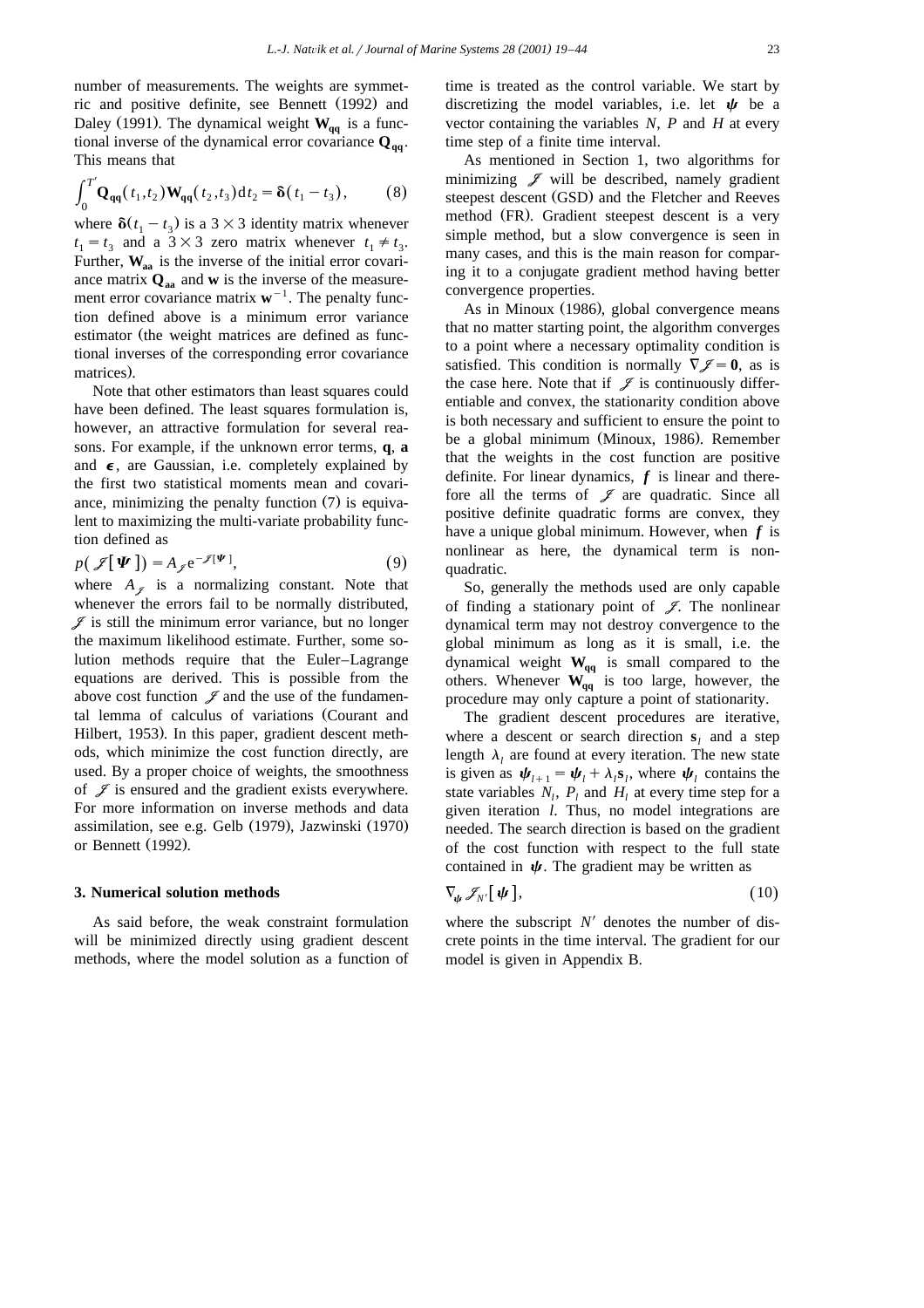number of measurements. The weights are symmetric and positive definite, see Bennett (1992) and Daley (1991). The dynamical weight $\mathbf{W}_{\mathbf{qq}}$ is a functional inverse of the dynamical error covariance $\mathbf{Q}_{\mathbf{qq}}$. This means that

$$\int_0^{T'} \mathbf{Q}_{\mathbf{qq}}(t_1,t_2)\mathbf{W}_{\mathbf{qq}}(t_2,t_3)\mathrm{d}t_2 = \boldsymbol{\delta}(t_1 - t_3), \qquad (8)$$

where $\boldsymbol{\delta}(t_1 - t_3)$ is a $3 \times 3$ identity matrix whenever $t_1 = t_3$ and a $3 \times 3$ zero matrix whenever $t_1 \neq t_3$. Further, $\mathbf{W}_{\mathbf{aa}}$ is the inverse of the initial error covariance matrix $\mathbf{Q}_{\mathbf{aa}}$ and $\mathbf{w}$ is the inverse of the measurement error covariance matrix $\mathbf{w}^{-1}$. The penalty function defined above is a minimum error variance estimator (the weight matrices are defined as functional inverses of the corresponding error covariance matrices).

Note that other estimators than least squares could have been defined. The least squares formulation is, however, an attractive formulation for several reasons. For example, if the unknown error terms, $\mathbf{q}$, $\mathbf{a}$ and $\boldsymbol{\epsilon}$, are Gaussian, i.e. completely explained by the first two statistical moments mean and covariance, minimizing the penalty function (7) is equivalent to maximizing the multi-variate probability function defined as

$$p(\mathcal{J}[\boldsymbol{\Psi}]) = A_{\mathcal{J}} \mathrm{e}^{-\mathcal{J}[\boldsymbol{\Psi}]}, \qquad (9)$$

where $A_{\mathcal{J}}$ is a normalizing constant. Note that whenever the errors fail to be normally distributed, $\mathcal{J}$ is still the minimum error variance, but no longer the maximum likelihood estimate. Further, some solution methods require that the Euler–Lagrange equations are derived. This is possible from the above cost function $\mathcal{J}$ and the use of the fundamental lemma of calculus of variations (Courant and Hilbert, 1953). In this paper, gradient descent methods, which minimize the cost function directly, are used. By a proper choice of weights, the smoothness of $\mathcal{J}$ is ensured and the gradient exists everywhere. For more information on inverse methods and data assimilation, see e.g. Gelb (1979), Jazwinski (1970) or Bennett (1992).

### 3. Numerical solution methods

As said before, the weak constraint formulation will be minimized directly using gradient descent methods, where the model solution as a function of time is treated as the control variable. We start by discretizing the model variables, i.e. let $\boldsymbol{\psi}$ be a vector containing the variables $N$, $P$ and $H$ at every time step of a finite time interval.

As mentioned in Section 1, two algorithms for minimizing $\mathcal{J}$ will be described, namely gradient steepest descent (GSD) and the Fletcher and Reeves method (FR). Gradient steepest descent is a very simple method, but a slow convergence is seen in many cases, and this is the main reason for comparing it to a conjugate gradient method having better convergence properties.

As in Minoux (1986), global convergence means that no matter starting point, the algorithm converges to a point where a necessary optimality condition is satisfied. This condition is normally $\nabla \mathcal{J} = \mathbf{0}$, as is the case here. Note that if $\mathcal{J}$ is continuously differentiable and convex, the stationarity condition above is both necessary and sufficient to ensure the point to be a global minimum (Minoux, 1986). Remember that the weights in the cost function are positive definite. For linear dynamics, $\boldsymbol{f}$ is linear and therefore all the terms of $\mathcal{J}$ are quadratic. Since all positive definite quadratic forms are convex, they have a unique global minimum. However, when $\boldsymbol{f}$ is nonlinear as here, the dynamical term is nonquadratic.

So, generally the methods used are only capable of finding a stationary point of $\mathcal{J}$. The nonlinear dynamical term may not destroy convergence to the global minimum as long as it is small, i.e. the dynamical weight $\mathbf{W}_{\mathbf{qq}}$ is small compared to the others. Whenever $\mathbf{W}_{\mathbf{qq}}$ is too large, however, the procedure may only capture a point of stationarity.

The gradient descent procedures are iterative, where a descent or search direction $\mathbf{s}_l$ and a step length $\lambda_l$ are found at every iteration. The new state is given as $\boldsymbol{\psi}_{l+1} = \boldsymbol{\psi}_l + \lambda_l \mathbf{s}_l$, where $\boldsymbol{\psi}_l$ contains the state variables $N_l$, $P_l$ and $H_l$ at every time step for a given iteration $l$. Thus, no model integrations are needed. The search direction is based on the gradient of the cost function with respect to the full state contained in $\boldsymbol{\psi}$. The gradient may be written as

$$\nabla_{\boldsymbol{\psi}} \mathcal{J}_{N'}[\boldsymbol{\psi}], \qquad (10)$$

where the subscript $N'$ denotes the number of discrete points in the time interval. The gradient for our model is given in Appendix B.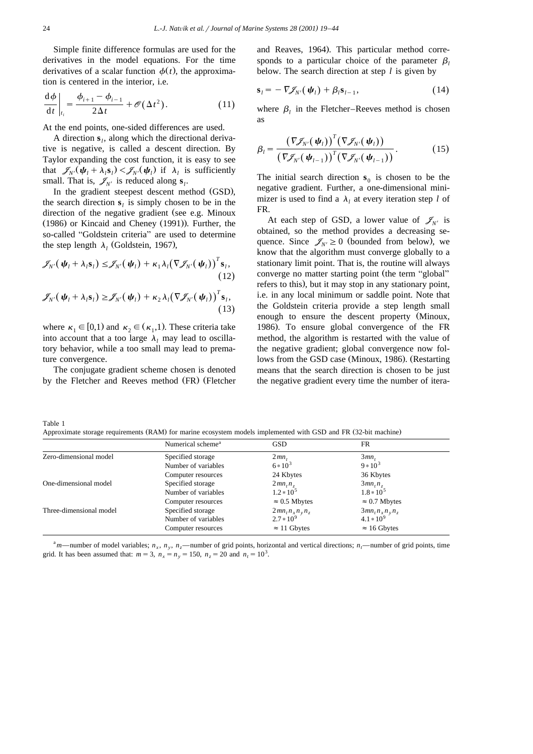Simple finite difference formulas are used for the derivatives in the model equations. For the time derivatives of a scalar function $\phi(t)$, the approximation is centered in the interior, i.e.

$$\left.\frac{\mathrm{d}\phi}{\mathrm{d}t}\right|_{t_i} = \frac{\phi_{i+1} - \phi_{i-1}}{2\Delta t} + \mathscr{O}(\Delta t^2). \tag{11}$$

At the end points, one-sided differences are used.

A direction $\mathbf{s}_l$, along which the directional derivative is negative, is called a descent direction. By Taylor expanding the cost function, it is easy to see that $\mathscr{J}_{N'}(\boldsymbol{\psi}_l + \lambda_l \mathbf{s}_l) < \mathscr{J}_{N'}(\boldsymbol{\psi}_l)$ if $\lambda_l$ is sufficiently small. That is, $\mathscr{J}_{N'}$ is reduced along $\mathbf{s}_l$.

In the gradient steepest descent method (GSD), the search direction $\mathbf{s}_l$ is simply chosen to be in the direction of the negative gradient (see e.g. Minoux (1986) or Kincaid and Cheney (1991)). Further, the so-called "Goldstein criteria" are used to determine the step length $\lambda_l$ (Goldstein, 1967),

$$\mathscr{J}_{N'}(\boldsymbol{\psi}_l + \lambda_l \mathbf{s}_l) \leq \mathscr{J}_{N'}(\boldsymbol{\psi}_l) + \kappa_1 \lambda_l \left(\nabla \mathscr{J}_{N'}(\boldsymbol{\psi}_l)\right)^T \mathbf{s}_l, \tag{12}$$

$$\mathscr{J}_{N'}(\boldsymbol{\psi}_l + \lambda_l \mathbf{s}_l) \geq \mathscr{J}_{N'}(\boldsymbol{\psi}_l) + \kappa_2 \lambda_l \left(\nabla \mathscr{J}_{N'}(\boldsymbol{\psi}_l)\right)^T \mathbf{s}_l, \tag{13}$$

where $\kappa_1 \in [0,1)$ and $\kappa_2 \in (\kappa_1, 1)$. These criteria take into account that a too large $\lambda_l$ may lead to oscillatory behavior, while a too small may lead to premature convergence.

The conjugate gradient scheme chosen is denoted by the Fletcher and Reeves method (FR) (Fletcher and Reaves, 1964). This particular method corresponds to a particular choice of the parameter $\beta_l$ below. The search direction at step $l$ is given by

$$\mathbf{s}_l = -\nabla \mathscr{J}_{N'}(\boldsymbol{\psi}_l) + \beta_l \mathbf{s}_{l-1}, \tag{14}$$

where $\beta_l$ in the Fletcher–Reeves method is chosen as

$$\beta_l = \frac{\left(\nabla \mathscr{J}_{N'}(\boldsymbol{\psi}_l)\right)^T \left(\nabla \mathscr{J}_{N'}(\boldsymbol{\psi}_l)\right)}{\left(\nabla \mathscr{J}_{N'}(\boldsymbol{\psi}_{l-1})\right)^T \left(\nabla \mathscr{J}_{N'}(\boldsymbol{\psi}_{l-1})\right)}. \tag{15}$$

The initial search direction $\mathbf{s}_0$ is chosen to be the negative gradient. Further, a one-dimensional minimizer is used to find a $\lambda_l$ at every iteration step $l$ of FR.

At each step of GSD, a lower value of $\mathscr{J}_{N'}$ is obtained, so the method provides a decreasing sequence. Since $\mathscr{J}_{N'} \geq 0$ (bounded from below), we know that the algorithm must converge globally to a stationary limit point. That is, the routine will always converge no matter starting point (the term "global" refers to this), but it may stop in any stationary point, i.e. in any local minimum or saddle point. Note that the Goldstein criteria provide a step length small enough to ensure the descent property (Minoux, 1986). To ensure global convergence of the FR method, the algorithm is restarted with the value of the negative gradient; global convergence now follows from the GSD case (Minoux, 1986). (Restarting means that the search direction is chosen to be just the negative gradient every time the number of itera-

Table 1
Approximate storage requirements (RAM) for marine ecosystem models implemented with GSD and FR (32-bit machine)

| | Numerical scheme[a] | GSD | FR |
|---|---|---|---|
| Zero-dimensional model | Specified storage | $2mn_t$ | $3mn_t$ |
| | Number of variables | $6*10^3$ | $9*10^3$ |
| | Computer resources | 24 Kbytes | 36 Kbytes |
| One-dimensional model | Specified storage | $2mn_t n_z$ | $3mn_t n_z$ |
| | Number of variables | $1.2*10^5$ | $1.8*10^5$ |
| | Computer resources | $\approx 0.5$ Mbytes | $\approx 0.7$ Mbytes |
| Three-dimensional model | Specified storage | $2mn_t n_x n_y n_z$ | $3mn_t n_x n_y n_z$ |
| | Number of variables | $2.7*10^9$ | $4.1*10^9$ |
| | Computer resources | $\approx 11$ Gbytes | $\approx 16$ Gbytes |

[a] $m$—number of model variables; $n_x$, $n_y$, $n_z$—number of grid points, horizontal and vertical directions; $n_t$—number of grid points, time grid. It has been assumed that: $m = 3$, $n_x = n_y = 150$, $n_z = 20$ and $n_t = 10^3$.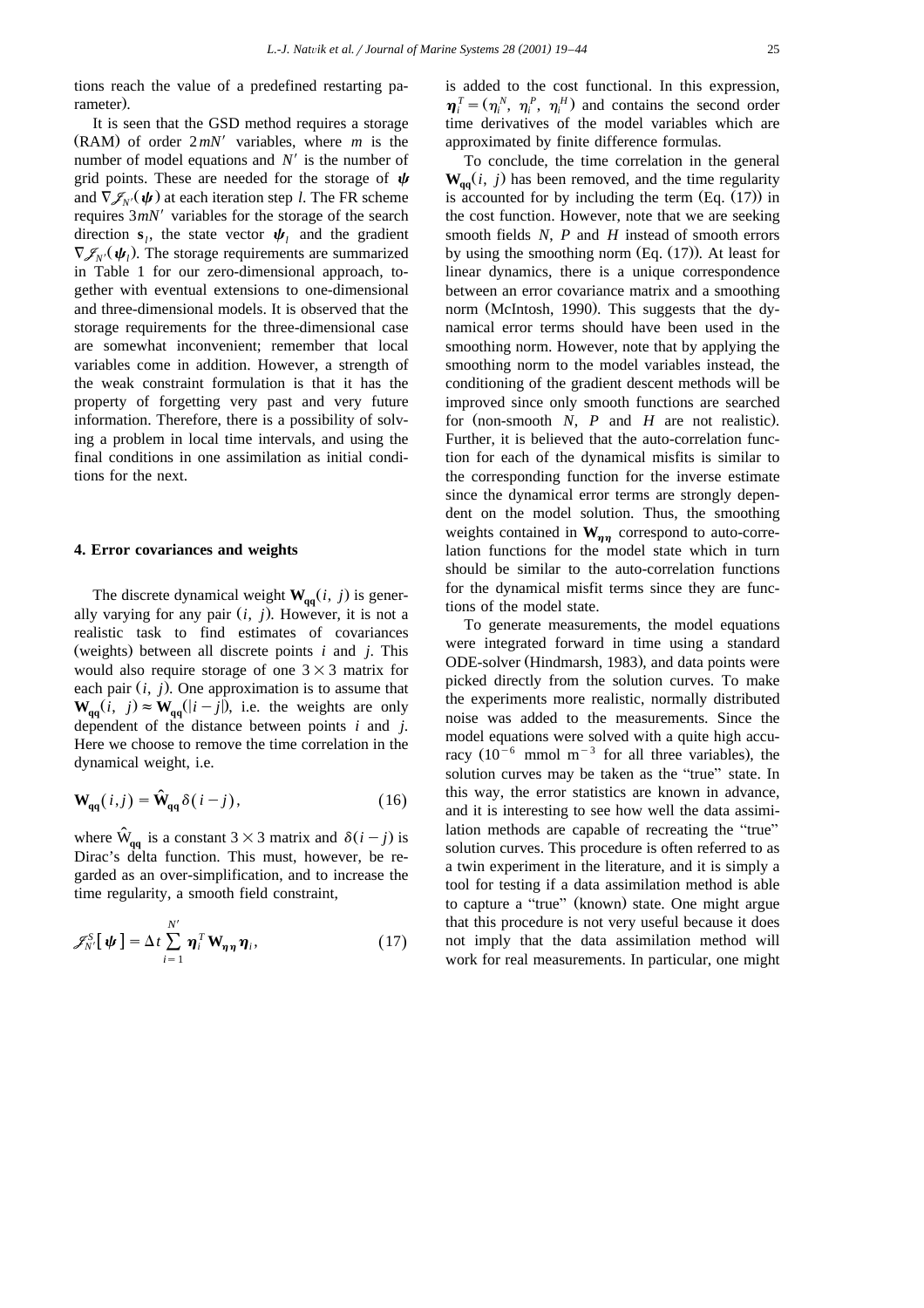tions reach the value of a predefined restarting parameter).

It is seen that the GSD method requires a storage (RAM) of order $2mN'$ variables, where $m$ is the number of model equations and $N'$ is the number of grid points. These are needed for the storage of $\boldsymbol{\psi}$ and $\nabla \mathscr{J}_{N'}(\boldsymbol{\psi})$ at each iteration step $l$. The FR scheme requires $3mN'$ variables for the storage of the search direction $\mathbf{s}_l$, the state vector $\boldsymbol{\psi}_l$ and the gradient $\nabla \mathscr{J}_{N'}(\boldsymbol{\psi}_l)$. The storage requirements are summarized in Table 1 for our zero-dimensional approach, together with eventual extensions to one-dimensional and three-dimensional models. It is observed that the storage requirements for the three-dimensional case are somewhat inconvenient; remember that local variables come in addition. However, a strength of the weak constraint formulation is that it has the property of forgetting very past and very future information. Therefore, there is a possibility of solving a problem in local time intervals, and using the final conditions in one assimilation as initial conditions for the next.

## 4. Error covariances and weights

The discrete dynamical weight $\mathbf{W_{qq}}(i, j)$ is generally varying for any pair $(i, j)$. However, it is not a realistic task to find estimates of covariances (weights) between all discrete points $i$ and $j$. This would also require storage of one $3 \times 3$ matrix for each pair $(i, j)$. One approximation is to assume that $\mathbf{W_{qq}}(i, j) \approx \mathbf{W_{qq}}(|i-j|)$, i.e. the weights are only dependent of the distance between points $i$ and $j$. Here we choose to remove the time correlation in the dynamical weight, i.e.

$$\mathbf{W_{qq}}(i,j) = \hat{\mathbf{W}}_{\mathbf{qq}} \delta(i-j), \tag{16}$$

where $\hat{\mathrm{W}}_{\mathbf{qq}}$ is a constant $3 \times 3$ matrix and $\delta(i-j)$ is Dirac's delta function. This must, however, be regarded as an over-simplification, and to increase the time regularity, a smooth field constraint,

$$\mathscr{J}_{N'}^{S}[\boldsymbol{\psi}] = \Delta t \sum_{i=1}^{N'} \boldsymbol{\eta}_i^T \mathbf{W}_{\boldsymbol{\eta}\boldsymbol{\eta}} \boldsymbol{\eta}_i, \tag{17}$$

is added to the cost functional. In this expression, $\boldsymbol{\eta}_i^T = (\eta_i^N, \eta_i^P, \eta_i^H)$ and contains the second order time derivatives of the model variables which are approximated by finite difference formulas.

To conclude, the time correlation in the general $\mathbf{W_{qq}}(i, j)$ has been removed, and the time regularity is accounted for by including the term (Eq. (17)) in the cost function. However, note that we are seeking smooth fields $N$, $P$ and $H$ instead of smooth errors by using the smoothing norm (Eq. (17)). At least for linear dynamics, there is a unique correspondence between an error covariance matrix and a smoothing norm (McIntosh, 1990). This suggests that the dynamical error terms should have been used in the smoothing norm. However, note that by applying the smoothing norm to the model variables instead, the conditioning of the gradient descent methods will be improved since only smooth functions are searched for (non-smooth $N$, $P$ and $H$ are not realistic). Further, it is believed that the auto-correlation function for each of the dynamical misfits is similar to the corresponding function for the inverse estimate since the dynamical error terms are strongly dependent on the model solution. Thus, the smoothing weights contained in $\mathbf{W}_{\boldsymbol{\eta}\boldsymbol{\eta}}$ correspond to auto-correlation functions for the model state which in turn should be similar to the auto-correlation functions for the dynamical misfit terms since they are functions of the model state.

To generate measurements, the model equations were integrated forward in time using a standard ODE-solver (Hindmarsh, 1983), and data points were picked directly from the solution curves. To make the experiments more realistic, normally distributed noise was added to the measurements. Since the model equations were solved with a quite high accuracy ($10^{-6}$ mmol m$^{-3}$ for all three variables), the solution curves may be taken as the "true" state. In this way, the error statistics are known in advance, and it is interesting to see how well the data assimilation methods are capable of recreating the "true" solution curves. This procedure is often referred to as a twin experiment in the literature, and it is simply a tool for testing if a data assimilation method is able to capture a "true" (known) state. One might argue that this procedure is not very useful because it does not imply that the data assimilation method will work for real measurements. In particular, one might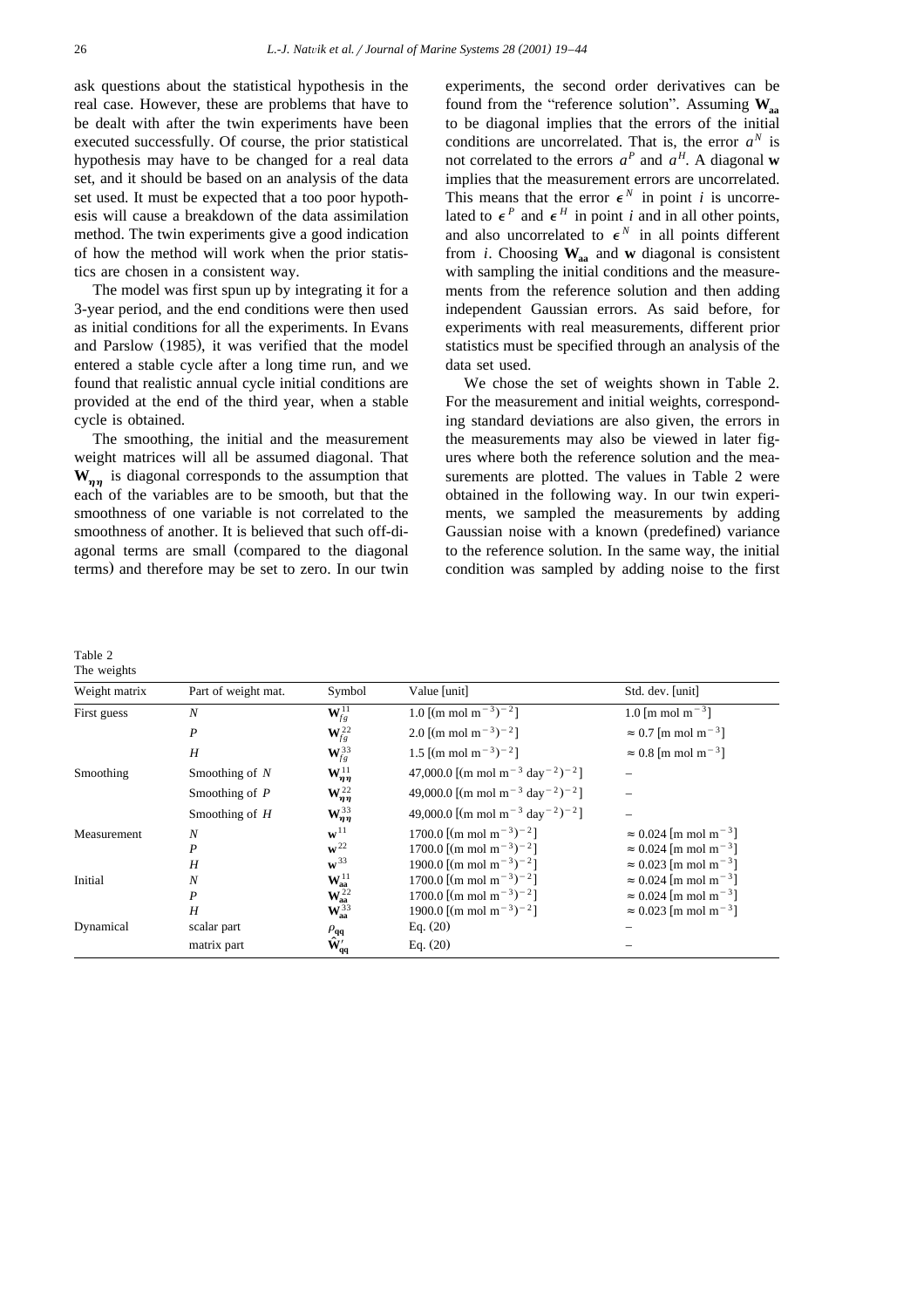ask questions about the statistical hypothesis in the real case. However, these are problems that have to be dealt with after the twin experiments have been executed successfully. Of course, the prior statistical hypothesis may have to be changed for a real data set, and it should be based on an analysis of the data set used. It must be expected that a too poor hypothesis will cause a breakdown of the data assimilation method. The twin experiments give a good indication of how the method will work when the prior statistics are chosen in a consistent way.

The model was first spun up by integrating it for a 3-year period, and the end conditions were then used as initial conditions for all the experiments. In Evans and Parslow (1985), it was verified that the model entered a stable cycle after a long time run, and we found that realistic annual cycle initial conditions are provided at the end of the third year, when a stable cycle is obtained.

The smoothing, the initial and the measurement weight matrices will all be assumed diagonal. That $\mathbf{W}_{\boldsymbol{\eta\eta}}$ is diagonal corresponds to the assumption that each of the variables are to be smooth, but that the smoothness of one variable is not correlated to the smoothness of another. It is believed that such off-diagonal terms are small (compared to the diagonal terms) and therefore may be set to zero. In our twin experiments, the second order derivatives can be found from the "reference solution". Assuming $\mathbf{W}_{\mathbf{aa}}$ to be diagonal implies that the errors of the initial conditions are uncorrelated. That is, the error $a^N$ is not correlated to the errors $a^P$ and $a^H$. A diagonal $\mathbf{w}$ implies that the measurement errors are uncorrelated. This means that the error $\epsilon^N$ in point $i$ is uncorrelated to $\epsilon^P$ and $\epsilon^H$ in point $i$ and in all other points, and also uncorrelated to $\epsilon^N$ in all points different from $i$. Choosing $\mathbf{W}_{\mathbf{aa}}$ and $\mathbf{w}$ diagonal is consistent with sampling the initial conditions and the measurements from the reference solution and then adding independent Gaussian errors. As said before, for experiments with real measurements, different prior statistics must be specified through an analysis of the data set used.

We chose the set of weights shown in Table 2. For the measurement and initial weights, corresponding standard deviations are also given, the errors in the measurements may also be viewed in later figures where both the reference solution and the measurements are plotted. The values in Table 2 were obtained in the following way. In our twin experiments, we sampled the measurements by adding Gaussian noise with a known (predefined) variance to the reference solution. In the same way, the initial condition was sampled by adding noise to the first

Table 2
The weights

| Weight matrix | Part of weight mat. | Symbol | Value [unit] | Std. dev. [unit] |
|---|---|---|---|---|
| First guess | $N$ | $\mathbf{W}_{fg}^{11}$ | 1.0 [(m mol m$^{-3}$)$^{-2}$] | 1.0 [m mol m$^{-3}$] |
| | $P$ | $\mathbf{W}_{fg}^{22}$ | 2.0 [(m mol m$^{-3}$)$^{-2}$] | $\approx$ 0.7 [m mol m$^{-3}$] |
| | $H$ | $\mathbf{W}_{fg}^{33}$ | 1.5 [(m mol m$^{-3}$)$^{-2}$] | $\approx$ 0.8 [m mol m$^{-3}$] |
| Smoothing | Smoothing of $N$ | $\mathbf{W}_{\boldsymbol{\eta\eta}}^{11}$ | 47,000.0 [(m mol m$^{-3}$ day$^{-2}$)$^{-2}$] | – |
| | Smoothing of $P$ | $\mathbf{W}_{\boldsymbol{\eta\eta}}^{22}$ | 49,000.0 [(m mol m$^{-3}$ day$^{-2}$)$^{-2}$] | – |
| | Smoothing of $H$ | $\mathbf{W}_{\boldsymbol{\eta\eta}}^{33}$ | 49,000.0 [(m mol m$^{-3}$ day$^{-2}$)$^{-2}$] | – |
| Measurement | $N$ | $\mathbf{w}^{11}$ | 1700.0 [(m mol m$^{-3}$)$^{-2}$] | $\approx$ 0.024 [m mol m$^{-3}$] |
| | $P$ | $\mathbf{w}^{22}$ | 1700.0 [(m mol m$^{-3}$)$^{-2}$] | $\approx$ 0.024 [m mol m$^{-3}$] |
| | $H$ | $\mathbf{w}^{33}$ | 1900.0 [(m mol m$^{-3}$)$^{-2}$] | $\approx$ 0.023 [m mol m$^{-3}$] |
| Initial | $N$ | $\mathbf{W}_{\mathbf{aa}}^{11}$ | 1700.0 [(m mol m$^{-3}$)$^{-2}$] | $\approx$ 0.024 [m mol m$^{-3}$] |
| | $P$ | $\mathbf{W}_{\mathbf{aa}}^{22}$ | 1700.0 [(m mol m$^{-3}$)$^{-2}$] | $\approx$ 0.024 [m mol m$^{-3}$] |
| | $H$ | $\mathbf{W}_{\mathbf{aa}}^{33}$ | 1900.0 [(m mol m$^{-3}$)$^{-2}$] | $\approx$ 0.023 [m mol m$^{-3}$] |
| Dynamical | scalar part | $\rho_{\mathbf{qq}}$ | Eq. (20) | – |
| | matrix part | $\hat{\mathbf{W}}_{\mathbf{qq}}'$ | Eq. (20) | – |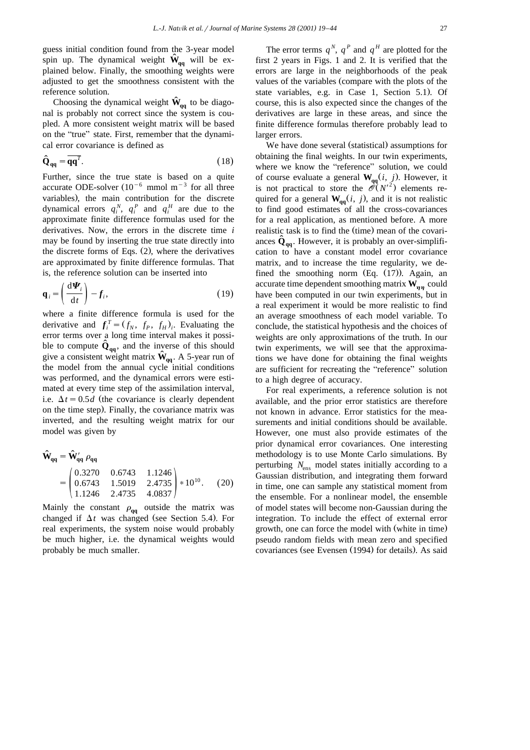guess initial condition found from the 3-year model spin up. The dynamical weight $\hat{\mathbf{W}}_{\mathbf{qq}}$ will be explained below. Finally, the smoothing weights were adjusted to get the smoothness consistent with the reference solution.

Choosing the dynamical weight $\hat{\mathbf{W}}_{\mathbf{qq}}$ to be diagonal is probably not correct since the system is coupled. A more consistent weight matrix will be based on the "true" state. First, remember that the dynamical error covariance is defined as

$$\hat{\mathbf{Q}}_{\mathbf{qq}} = \overline{\mathbf{q}\mathbf{q}^T}. \tag{18}$$

Further, since the true state is based on a quite accurate ODE-solver ($10^{-6}$ mmol m$^{-3}$ for all three variables), the main contribution for the discrete dynamical errors $q_i^N$, $q_i^P$ and $q_i^H$ are due to the approximate finite difference formulas used for the derivatives. Now, the errors in the discrete time $i$ may be found by inserting the true state directly into the discrete forms of Eqs. (2), where the derivatives are approximated by finite difference formulas. That is, the reference solution can be inserted into

$$\mathbf{q}_i = \left( \frac{\mathrm{d}\boldsymbol{\Psi}_i}{\mathrm{d}t} \right) - \boldsymbol{f}_i, \tag{19}$$

where a finite difference formula is used for the derivative and $\boldsymbol{f}_i^T = (f_N, \ f_P, \ f_H)_i$. Evaluating the error terms over a long time interval makes it possible to compute $\hat{\mathbf{Q}}_{\mathbf{qq}}$, and the inverse of this should give a consistent weight matrix $\hat{\mathbf{W}}_{\mathbf{qq}}$. A 5-year run of the model from the annual cycle initial conditions was performed, and the dynamical errors were estimated at every time step of the assimilation interval, i.e. $\Delta t = 0.5d$ (the covariance is clearly dependent on the time step). Finally, the covariance matrix was inverted, and the resulting weight matrix for our model was given by

$$\hat{\mathbf{W}}_{\mathbf{qq}} = \hat{\mathbf{W}}'_{\mathbf{qq}} \, \rho_{\mathbf{qq}} = \begin{pmatrix} 0.3270 & 0.6743 & 1.1246 \\ 0.6743 & 1.5019 & 2.4735 \\ 1.1246 & 2.4735 & 4.0837 \end{pmatrix} * 10^{10}. \tag{20}$$

Mainly the constant $\rho_{\mathbf{qq}}$ outside the matrix was changed if $\Delta t$ was changed (see Section 5.4). For real experiments, the system noise would probably be much higher, i.e. the dynamical weights would probably be much smaller.

The error terms $q^N$, $q^P$ and $q^H$ are plotted for the first 2 years in Figs. 1 and 2. It is verified that the errors are large in the neighborhoods of the peak values of the variables (compare with the plots of the state variables, e.g. in Case 1, Section 5.1). Of course, this is also expected since the changes of the derivatives are large in these areas, and since the finite difference formulas therefore probably lead to larger errors.

We have done several (statistical) assumptions for obtaining the final weights. In our twin experiments, where we know the "reference" solution, we could of course evaluate a general $\mathbf{W}_{\mathbf{qq}}(i, \ j)$. However, it is not practical to store the $\mathscr{O}(N'^2)$ elements required for a general $\mathbf{W}_{\mathbf{qq}}(i, \ j)$, and it is not realistic to find good estimates of all the cross-covariances for a real application, as mentioned before. A more realistic task is to find the (time) mean of the covariances $\hat{\mathbf{Q}}_{\mathbf{qq}}$. However, it is probably an over-simplification to have a constant model error covariance matrix, and to increase the time regularity, we defined the smoothing norm (Eq. (17)). Again, an accurate time dependent smoothing matrix $\mathbf{W}_{\boldsymbol{\eta\eta}}$ could have been computed in our twin experiments, but in a real experiment it would be more realistic to find an average smoothness of each model variable. To conclude, the statistical hypothesis and the choices of weights are only approximations of the truth. In our twin experiments, we will see that the approximations we have done for obtaining the final weights are sufficient for recreating the "reference" solution to a high degree of accuracy.

For real experiments, a reference solution is not available, and the prior error statistics are therefore not known in advance. Error statistics for the measurements and initial conditions should be available. However, one must also provide estimates of the prior dynamical error covariances. One interesting methodology is to use Monte Carlo simulations. By perturbing $N_{\text{ens}}$ model states initially according to a Gaussian distribution, and integrating them forward in time, one can sample any statistical moment from the ensemble. For a nonlinear model, the ensemble of model states will become non-Gaussian during the integration. To include the effect of external error growth, one can force the model with (white in time) pseudo random fields with mean zero and specified covariances (see Evensen (1994) for details). As said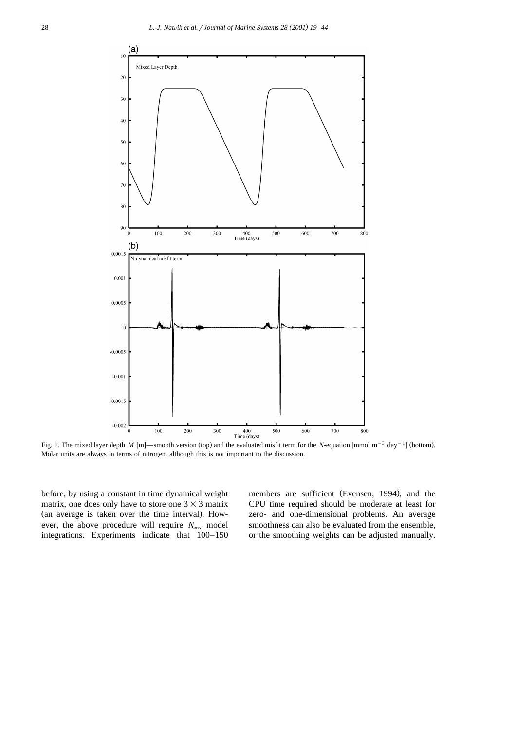Fig. 1. The mixed layer depth $M$ [m]—smooth version (top) and the evaluated misfit term for the $N$-equation [mmol $m^{-3}$ $day^{-1}$] (bottom). Molar units are always in terms of nitrogen, although this is not important to the discussion.

before, by using a constant in time dynamical weight matrix, one does only have to store one $3 \times 3$ matrix (an average is taken over the time interval). However, the above procedure will require $N_{ens}$ model integrations. Experiments indicate that 100–150 members are sufficient (Evensen, 1994), and the CPU time required should be moderate at least for zero- and one-dimensional problems. An average smoothness can also be evaluated from the ensemble, or the smoothing weights can be adjusted manually.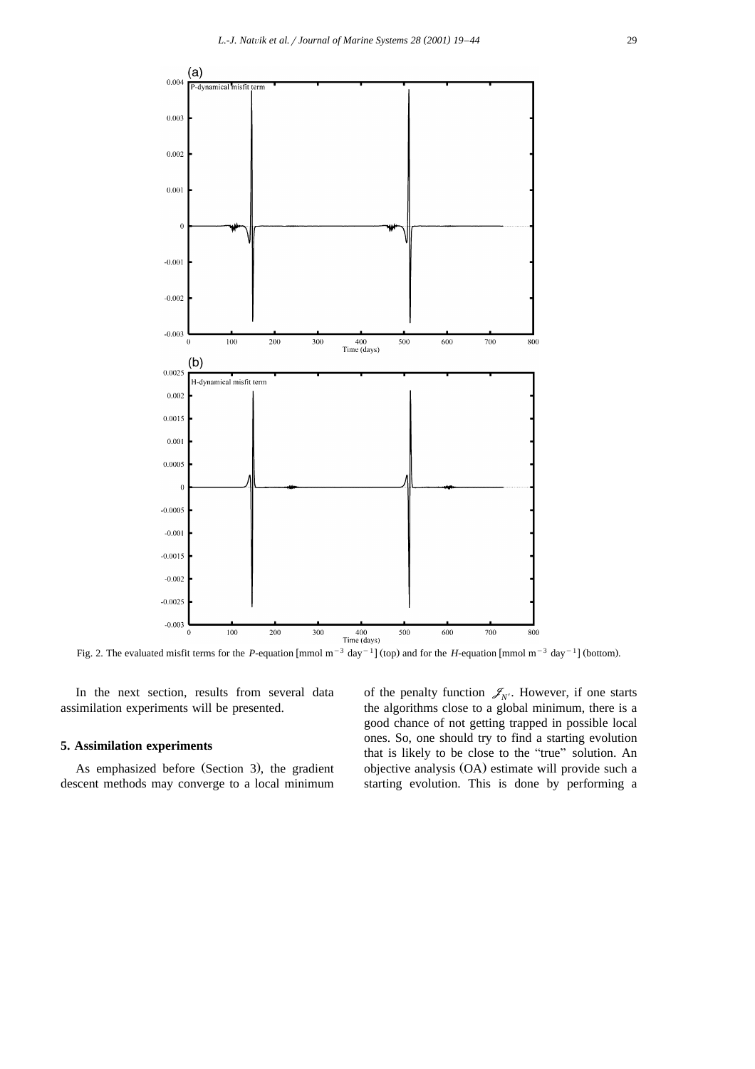Fig. 2. The evaluated misfit terms for the $P$-equation [mmol m$^{-3}$ day$^{-1}$] (top) and for the $H$-equation [mmol m$^{-3}$ day$^{-1}$] (bottom).

In the next section, results from several data assimilation experiments will be presented.

## 5. Assimilation experiments

As emphasized before (Section 3), the gradient descent methods may converge to a local minimum of the penalty function $\mathscr{J}_{N'}$. However, if one starts the algorithms close to a global minimum, there is a good chance of not getting trapped in possible local ones. So, one should try to find a starting evolution that is likely to be close to the "true" solution. An objective analysis (OA) estimate will provide such a starting evolution. This is done by performing a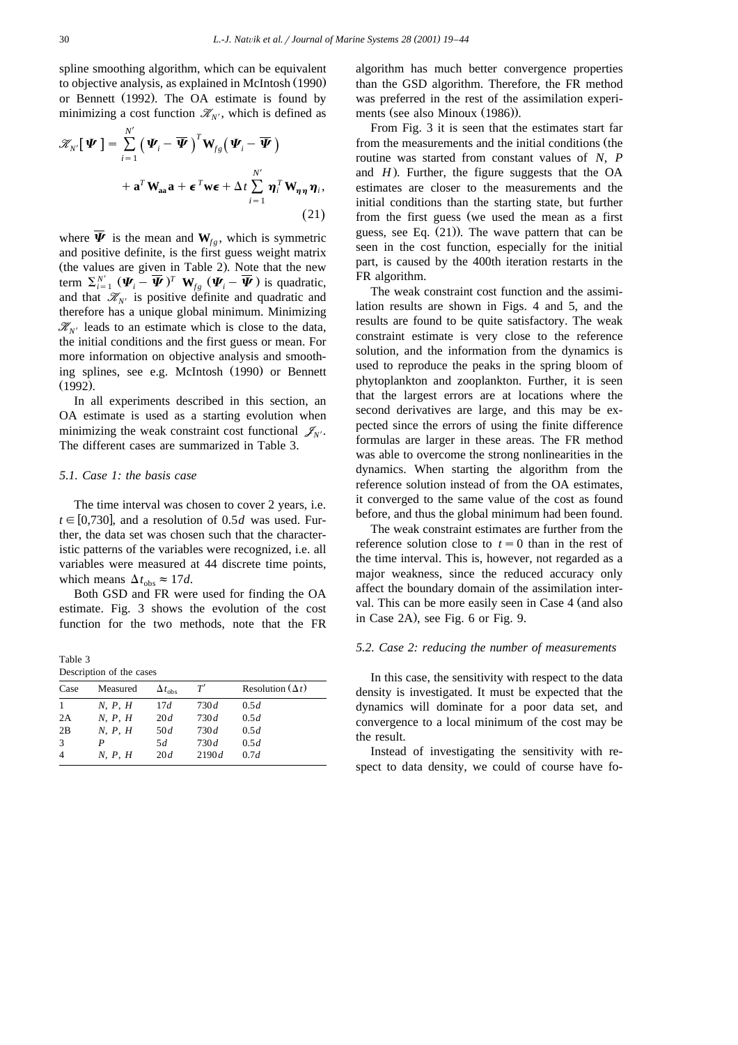spline smoothing algorithm, which can be equivalent to objective analysis, as explained in McIntosh (1990) or Bennett (1992). The OA estimate is found by minimizing a cost function $\mathscr{K}_{N'}$, which is defined as

$$\mathscr{K}_{N'}[\boldsymbol{\Psi}] = \sum_{i=1}^{N'} \left(\boldsymbol{\Psi}_i - \overline{\boldsymbol{\Psi}}\right)^T \mathbf{W}_{fg} \left(\boldsymbol{\Psi}_i - \overline{\boldsymbol{\Psi}}\right) + \mathbf{a}^T \mathbf{W}_{\mathbf{aa}} \mathbf{a} + \boldsymbol{\epsilon}^T \mathbf{w} \boldsymbol{\epsilon} + \Delta t \sum_{i=1}^{N'} \boldsymbol{\eta}_i^T \mathbf{W}_{\boldsymbol{\eta}\boldsymbol{\eta}} \boldsymbol{\eta}_i, \tag{21}$$

where $\overline{\boldsymbol{\Psi}}$ is the mean and $\mathbf{W}_{fg}$, which is symmetric and positive definite, is the first guess weight matrix (the values are given in Table 2). Note that the new term $\Sigma_{i=1}^{N'} (\boldsymbol{\Psi}_i - \overline{\boldsymbol{\Psi}})^T \mathbf{W}_{fg} (\boldsymbol{\Psi}_i - \overline{\boldsymbol{\Psi}})$ is quadratic, and that $\mathscr{K}_{N'}$ is positive definite and quadratic and therefore has a unique global minimum. Minimizing $\mathscr{K}_{N'}$ leads to an estimate which is close to the data, the initial conditions and the first guess or mean. For more information on objective analysis and smoothing splines, see e.g. McIntosh (1990) or Bennett (1992).

In all experiments described in this section, an OA estimate is used as a starting evolution when minimizing the weak constraint cost functional $\mathscr{J}_{N'}$. The different cases are summarized in Table 3.

### 5.1. Case 1: the basis case

The time interval was chosen to cover 2 years, i.e. $t \in [0,730]$, and a resolution of $0.5d$ was used. Further, the data set was chosen such that the characteristic patterns of the variables were recognized, i.e. all variables were measured at 44 discrete time points, which means $\Delta t_{\text{obs}} \approx 17d$.

Both GSD and FR were used for finding the OA estimate. Fig. 3 shows the evolution of the cost function for the two methods, note that the FR algorithm has much better convergence properties than the GSD algorithm. Therefore, the FR method was preferred in the rest of the assimilation experiments (see also Minoux (1986)).

From Fig. 3 it is seen that the estimates start far from the measurements and the initial conditions (the routine was started from constant values of $N$, $P$ and $H$). Further, the figure suggests that the OA estimates are closer to the measurements and the initial conditions than the starting state, but further from the first guess (we used the mean as a first guess, see Eq. (21)). The wave pattern that can be seen in the cost function, especially for the initial part, is caused by the 400th iteration restarts in the FR algorithm.

The weak constraint cost function and the assimilation results are shown in Figs. 4 and 5, and the results are found to be quite satisfactory. The weak constraint estimate is very close to the reference solution, and the information from the dynamics is used to reproduce the peaks in the spring bloom of phytoplankton and zooplankton. Further, it is seen that the largest errors are at locations where the second derivatives are large, and this may be expected since the errors of using the finite difference formulas are larger in these areas. The FR method was able to overcome the strong nonlinearities in the dynamics. When starting the algorithm from the reference solution instead of from the OA estimates, it converged to the same value of the cost as found before, and thus the global minimum had been found.

The weak constraint estimates are further from the reference solution close to $t = 0$ than in the rest of the time interval. This is, however, not regarded as a major weakness, since the reduced accuracy only affect the boundary domain of the assimilation interval. This can be more easily seen in Case 4 (and also in Case 2A), see Fig. 6 or Fig. 9.

Table 3
Description of the cases

| Case | Measured | $\Delta t_{\text{obs}}$ | $T'$ | Resolution ($\Delta t$) |
|---|---|---|---|---|
| 1 | $N$, $P$, $H$ | $17d$ | $730d$ | $0.5d$ |
| 2A | $N$, $P$, $H$ | $20d$ | $730d$ | $0.5d$ |
| 2B | $N$, $P$, $H$ | $50d$ | $730d$ | $0.5d$ |
| 3 | $P$ | $5d$ | $730d$ | $0.5d$ |
| 4 | $N$, $P$, $H$ | $20d$ | $2190d$ | $0.7d$ |

### 5.2. Case 2: reducing the number of measurements

In this case, the sensitivity with respect to the data density is investigated. It must be expected that the dynamics will dominate for a poor data set, and convergence to a local minimum of the cost may be the result.

Instead of investigating the sensitivity with respect to data density, we could of course have fo-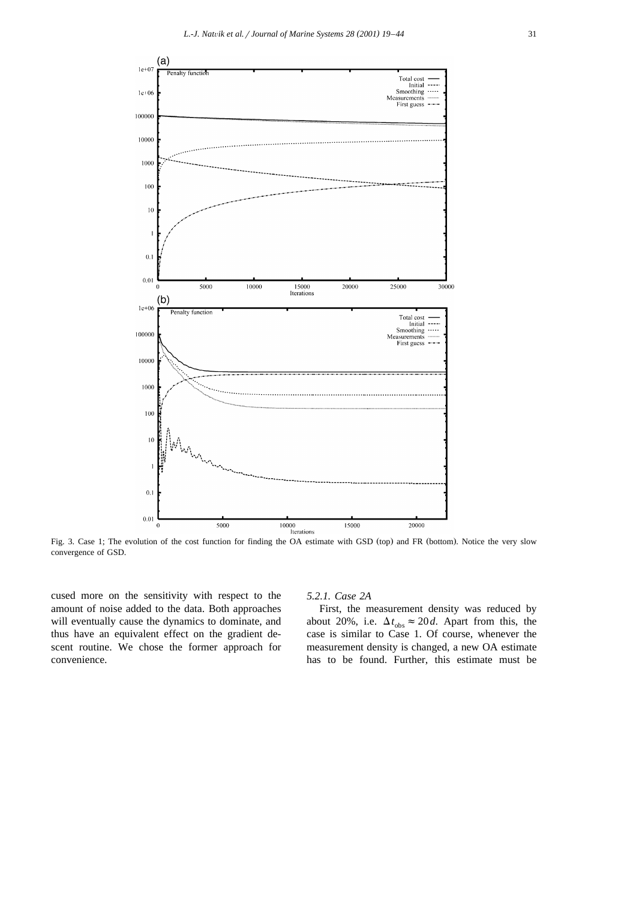Fig. 3. Case 1; The evolution of the cost function for finding the OA estimate with GSD (top) and FR (bottom). Notice the very slow convergence of GSD.

cused more on the sensitivity with respect to the amount of noise added to the data. Both approaches will eventually cause the dynamics to dominate, and thus have an equivalent effect on the gradient descent routine. We chose the former approach for convenience.

#### 5.2.1. Case 2A

First, the measurement density was reduced by about 20%, i.e. $\Delta t_{\mathrm{obs}} \approx 20d$. Apart from this, the case is similar to Case 1. Of course, whenever the measurement density is changed, a new OA estimate has to be found. Further, this estimate must be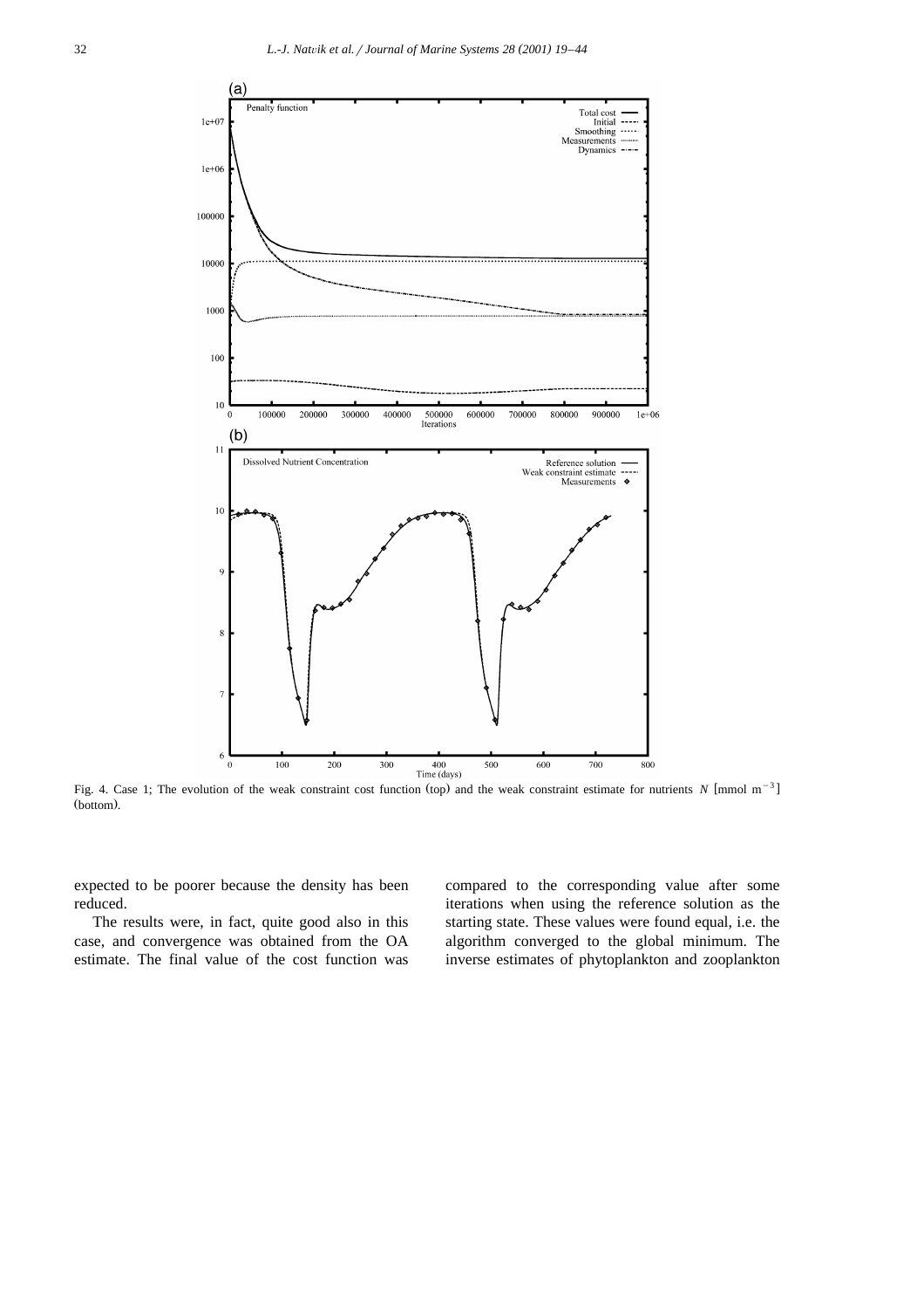Fig. 4. Case 1; The evolution of the weak constraint cost function (top) and the weak constraint estimate for nutrients $N$ [mmol m$^{-3}$] (bottom).

expected to be poorer because the density has been reduced.

The results were, in fact, quite good also in this case, and convergence was obtained from the OA estimate. The final value of the cost function was compared to the corresponding value after some iterations when using the reference solution as the starting state. These values were found equal, i.e. the algorithm converged to the global minimum. The inverse estimates of phytoplankton and zooplankton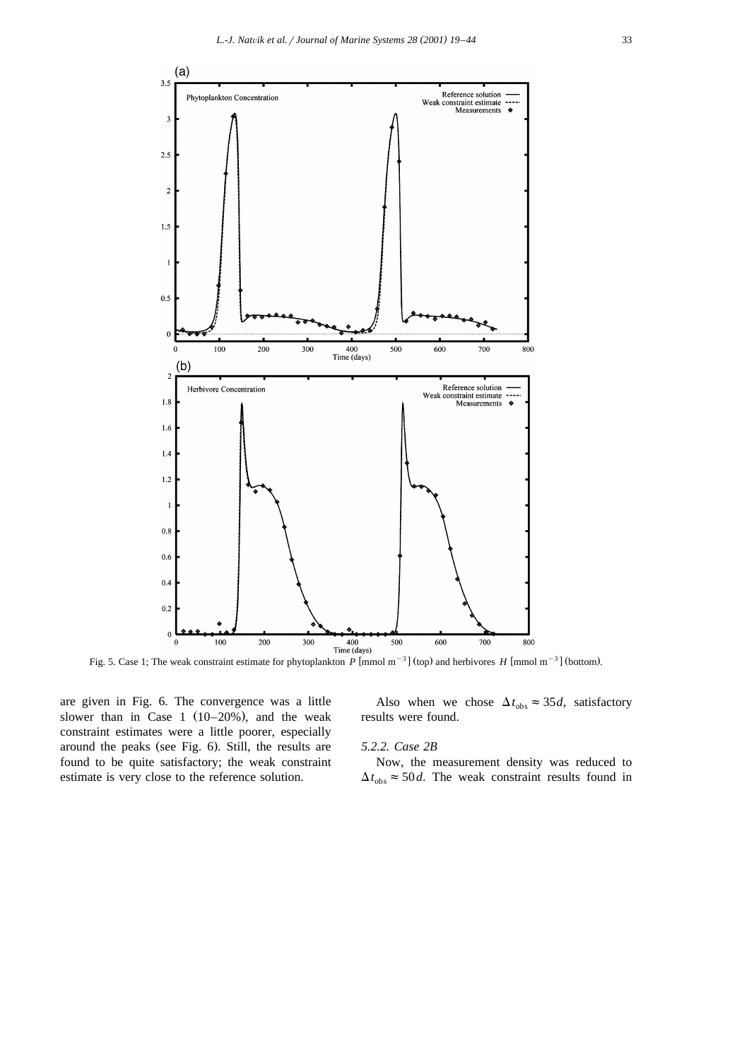Fig. 5. Case 1; The weak constraint estimate for phytoplankton $P$ [mmol m$^{-3}$] (top) and herbivores $H$ [mmol m$^{-3}$] (bottom).

are given in Fig. 6. The convergence was a little slower than in Case 1 (10–20%), and the weak constraint estimates were a little poorer, especially around the peaks (see Fig. 6). Still, the results are found to be quite satisfactory; the weak constraint estimate is very close to the reference solution.

Also when we chose $\Delta t_{\text{obs}} \approx 35d$, satisfactory results were found.

*5.2.2. Case 2B*

Now, the measurement density was reduced to $\Delta t_{\text{obs}} \approx 50d$. The weak constraint results found in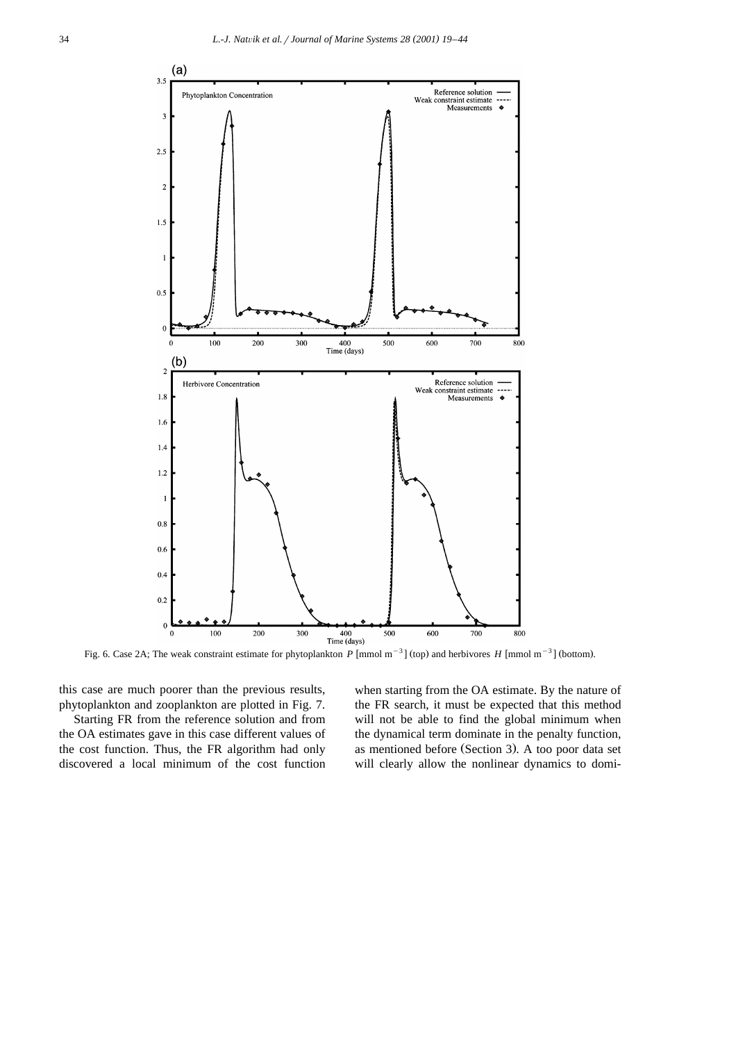Fig. 6. Case 2A; The weak constraint estimate for phytoplankton $P$ [mmol m$^{-3}$] (top) and herbivores $H$ [mmol m$^{-3}$] (bottom).

this case are much poorer than the previous results, phytoplankton and zooplankton are plotted in Fig. 7.

Starting FR from the reference solution and from the OA estimates gave in this case different values of the cost function. Thus, the FR algorithm had only discovered a local minimum of the cost function when starting from the OA estimate. By the nature of the FR search, it must be expected that this method will not be able to find the global minimum when the dynamical term dominate in the penalty function, as mentioned before (Section 3). A too poor data set will clearly allow the nonlinear dynamics to domi-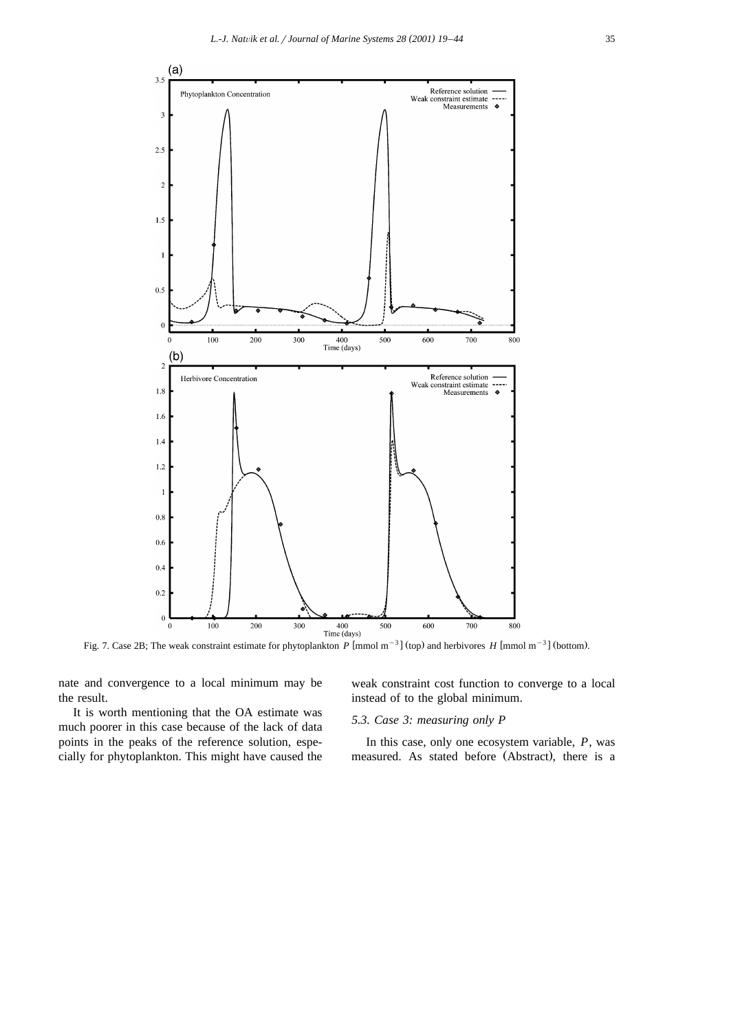Fig. 7. Case 2B; The weak constraint estimate for phytoplankton $P$ [mmol m$^{-3}$] (top) and herbivores $H$ [mmol m$^{-3}$] (bottom).

nate and convergence to a local minimum may be the result.

It is worth mentioning that the OA estimate was much poorer in this case because of the lack of data points in the peaks of the reference solution, especially for phytoplankton. This might have caused the weak constraint cost function to converge to a local instead of to the global minimum.

### 5.3. Case 3: measuring only P

In this case, only one ecosystem variable, $P$, was measured. As stated before (Abstract), there is a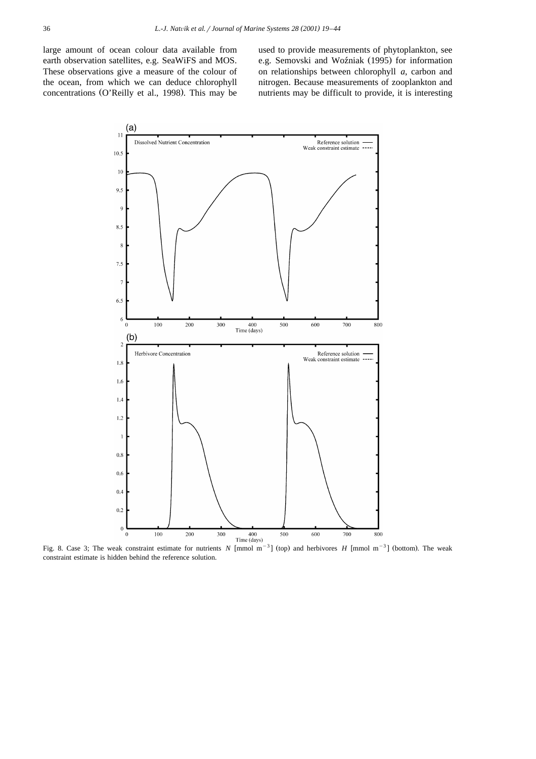large amount of ocean colour data available from earth observation satellites, e.g. SeaWiFS and MOS. These observations give a measure of the colour of the ocean, from which we can deduce chlorophyll concentrations (O'Reilly et al., 1998). This may be used to provide measurements of phytoplankton, see e.g. Semovski and Woźniak (1995) for information on relationships between chlorophyll *a*, carbon and nitrogen. Because measurements of zooplankton and nutrients may be difficult to provide, it is interesting

Fig. 8. Case 3; The weak constraint estimate for nutrients $N$ [mmol m$^{-3}$] (top) and herbivores $H$ [mmol m$^{-3}$] (bottom). The weak constraint estimate is hidden behind the reference solution.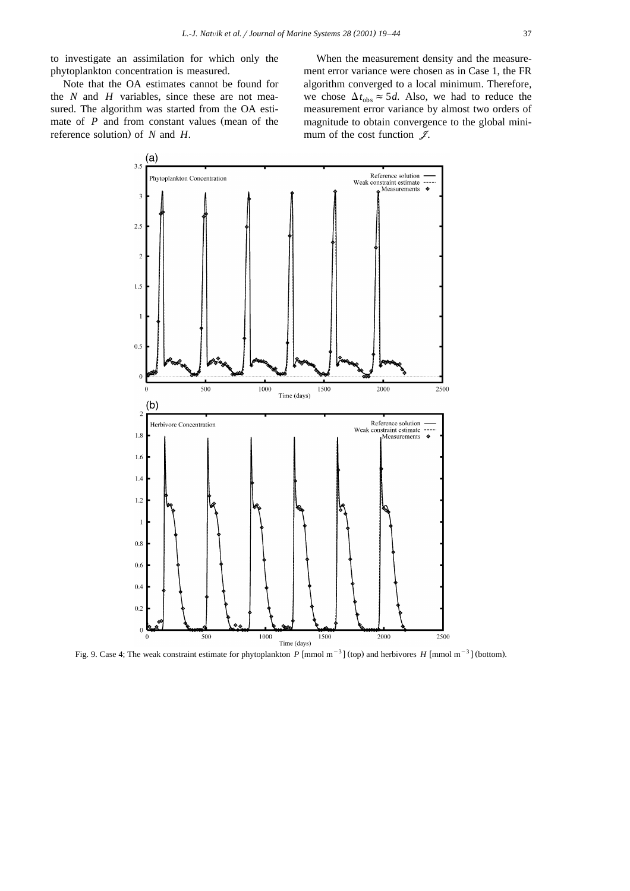to investigate an assimilation for which only the phytoplankton concentration is measured.

Note that the OA estimates cannot be found for the $N$ and $H$ variables, since these are not measured. The algorithm was started from the OA estimate of $P$ and from constant values (mean of the reference solution) of $N$ and $H$.

When the measurement density and the measurement error variance were chosen as in Case 1, the FR algorithm converged to a local minimum. Therefore, we chose $\Delta t_{\mathrm{obs}} \approx 5d$. Also, we had to reduce the measurement error variance by almost two orders of magnitude to obtain convergence to the global minimum of the cost function $\mathscr{J}$.

Fig. 9. Case 4; The weak constraint estimate for phytoplankton $P$ [mmol m$^{-3}$] (top) and herbivores $H$ [mmol m$^{-3}$] (bottom).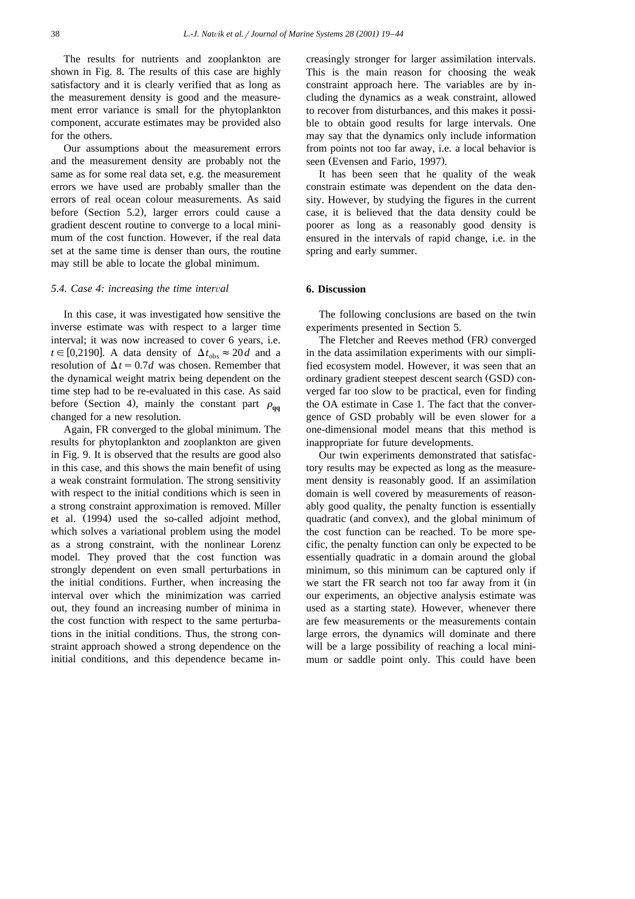The results for nutrients and zooplankton are shown in Fig. 8. The results of this case are highly satisfactory and it is clearly verified that as long as the measurement density is good and the measurement error variance is small for the phytoplankton component, accurate estimates may be provided also for the others.

Our assumptions about the measurement errors and the measurement density are probably not the same as for some real data set, e.g. the measurement errors we have used are probably smaller than the errors of real ocean colour measurements. As said before (Section 5.2), larger errors could cause a gradient descent routine to converge to a local minimum of the cost function. However, if the real data set at the same time is denser than ours, the routine may still be able to locate the global minimum.

### 5.4. Case 4: increasing the time interval

In this case, it was investigated how sensitive the inverse estimate was with respect to a larger time interval; it was now increased to cover 6 years, i.e. $t \in [0,2190]$. A data density of $\Delta t_{\mathrm{obs}} \approx 20d$ and a resolution of $\Delta t = 0.7d$ was chosen. Remember that the dynamical weight matrix being dependent on the time step had to be re-evaluated in this case. As said before (Section 4), mainly the constant part $\rho_{\mathbf{qq}}$ changed for a new resolution.

Again, FR converged to the global minimum. The results for phytoplankton and zooplankton are given in Fig. 9. It is observed that the results are good also in this case, and this shows the main benefit of using a weak constraint formulation. The strong sensitivity with respect to the initial conditions which is seen in a strong constraint approximation is removed. Miller et al. (1994) used the so-called adjoint method, which solves a variational problem using the model as a strong constraint, with the nonlinear Lorenz model. They proved that the cost function was strongly dependent on even small perturbations in the initial conditions. Further, when increasing the interval over which the minimization was carried out, they found an increasing number of minima in the cost function with respect to the same perturbations in the initial conditions. Thus, the strong constraint approach showed a strong dependence on the initial conditions, and this dependence became increasingly stronger for larger assimilation intervals. This is the main reason for choosing the weak constraint approach here. The variables are by including the dynamics as a weak constraint, allowed to recover from disturbances, and this makes it possible to obtain good results for large intervals. One may say that the dynamics only include information from points not too far away, i.e. a local behavior is seen (Evensen and Fario, 1997).

It has been seen that he quality of the weak constrain estimate was dependent on the data density. However, by studying the figures in the current case, it is believed that the data density could be poorer as long as a reasonably good density is ensured in the intervals of rapid change, i.e. in the spring and early summer.

## 6. Discussion

The following conclusions are based on the twin experiments presented in Section 5.

The Fletcher and Reeves method (FR) converged in the data assimilation experiments with our simplified ecosystem model. However, it was seen that an ordinary gradient steepest descent search (GSD) converged far too slow to be practical, even for finding the OA estimate in Case 1. The fact that the convergence of GSD probably will be even slower for a one-dimensional model means that this method is inappropriate for future developments.

Our twin experiments demonstrated that satisfactory results may be expected as long as the measurement density is reasonably good. If an assimilation domain is well covered by measurements of reasonably good quality, the penalty function is essentially quadratic (and convex), and the global minimum of the cost function can be reached. To be more specific, the penalty function can only be expected to be essentially quadratic in a domain around the global minimum, so this minimum can be captured only if we start the FR search not too far away from it (in our experiments, an objective analysis estimate was used as a starting state). However, whenever there are few measurements or the measurements contain large errors, the dynamics will dominate and there will be a large possibility of reaching a local minimum or saddle point only. This could have been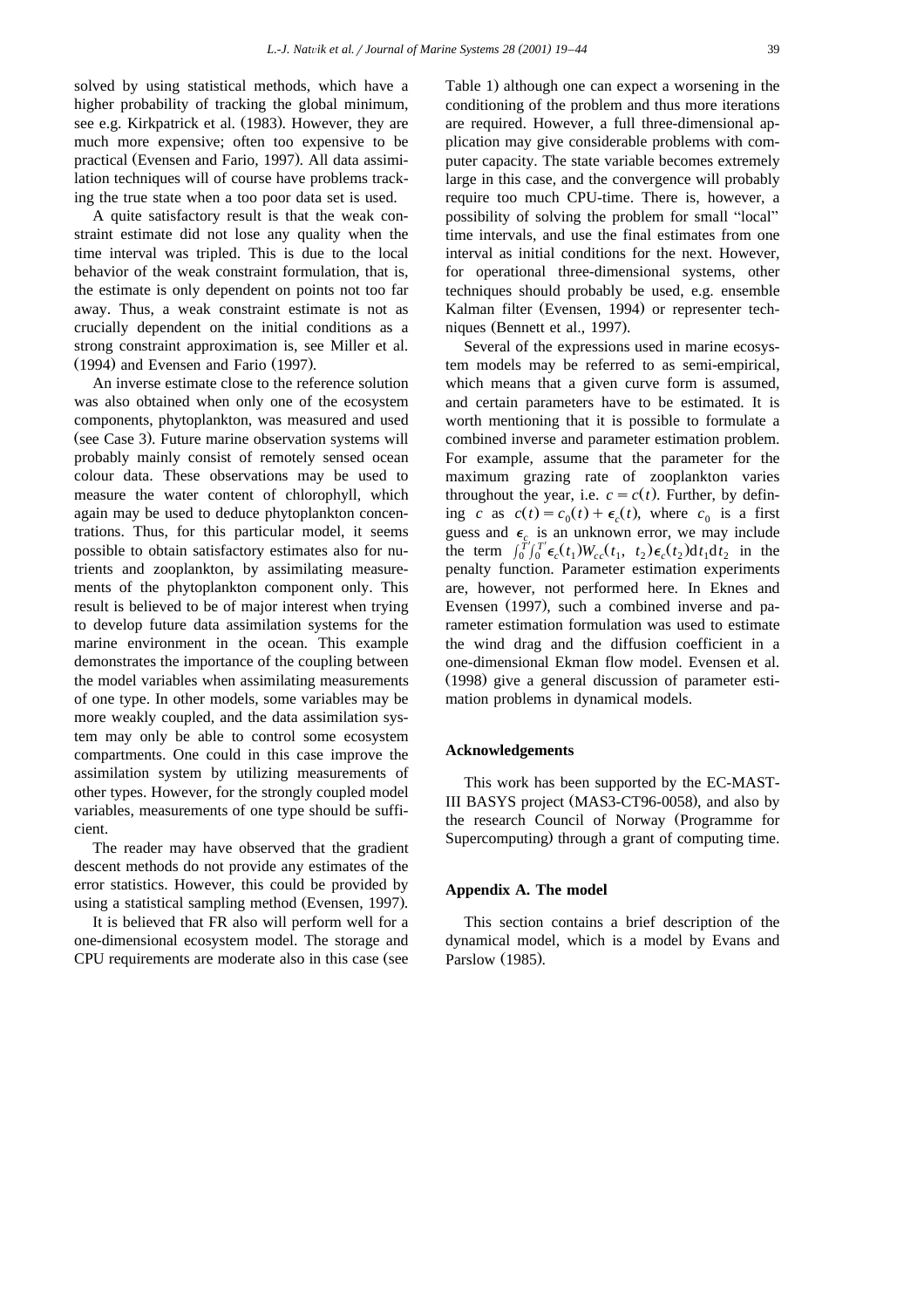solved by using statistical methods, which have a higher probability of tracking the global minimum, see e.g. Kirkpatrick et al. (1983). However, they are much more expensive; often too expensive to be practical (Evensen and Fario, 1997). All data assimilation techniques will of course have problems tracking the true state when a too poor data set is used.

A quite satisfactory result is that the weak constraint estimate did not lose any quality when the time interval was tripled. This is due to the local behavior of the weak constraint formulation, that is, the estimate is only dependent on points not too far away. Thus, a weak constraint estimate is not as crucially dependent on the initial conditions as a strong constraint approximation is, see Miller et al. (1994) and Evensen and Fario (1997).

An inverse estimate close to the reference solution was also obtained when only one of the ecosystem components, phytoplankton, was measured and used (see Case 3). Future marine observation systems will probably mainly consist of remotely sensed ocean colour data. These observations may be used to measure the water content of chlorophyll, which again may be used to deduce phytoplankton concentrations. Thus, for this particular model, it seems possible to obtain satisfactory estimates also for nutrients and zooplankton, by assimilating measurements of the phytoplankton component only. This result is believed to be of major interest when trying to develop future data assimilation systems for the marine environment in the ocean. This example demonstrates the importance of the coupling between the model variables when assimilating measurements of one type. In other models, some variables may be more weakly coupled, and the data assimilation system may only be able to control some ecosystem compartments. One could in this case improve the assimilation system by utilizing measurements of other types. However, for the strongly coupled model variables, measurements of one type should be sufficient.

The reader may have observed that the gradient descent methods do not provide any estimates of the error statistics. However, this could be provided by using a statistical sampling method (Evensen, 1997).

It is believed that FR also will perform well for a one-dimensional ecosystem model. The storage and CPU requirements are moderate also in this case (see Table 1) although one can expect a worsening in the conditioning of the problem and thus more iterations are required. However, a full three-dimensional application may give considerable problems with computer capacity. The state variable becomes extremely large in this case, and the convergence will probably require too much CPU-time. There is, however, a possibility of solving the problem for small "local" time intervals, and use the final estimates from one interval as initial conditions for the next. However, for operational three-dimensional systems, other techniques should probably be used, e.g. ensemble Kalman filter (Evensen, 1994) or representer techniques (Bennett et al., 1997).

Several of the expressions used in marine ecosystem models may be referred to as semi-empirical, which means that a given curve form is assumed, and certain parameters have to be estimated. It is worth mentioning that it is possible to formulate a combined inverse and parameter estimation problem. For example, assume that the parameter for the maximum grazing rate of zooplankton varies throughout the year, i.e. $c = c(t)$. Further, by defining $c$ as $c(t) = c_0(t) + \epsilon_c(t)$, where $c_0$ is a first guess and $\epsilon_c$ is an unknown error, we may include the term $\int_0^{T'}\int_0^{T'} \epsilon_c(t_1) W_{cc}(t_1, t_2) \epsilon_c(t_2) \mathrm{d}t_1 \mathrm{d}t_2$ in the penalty function. Parameter estimation experiments are, however, not performed here. In Eknes and Evensen (1997), such a combined inverse and parameter estimation formulation was used to estimate the wind drag and the diffusion coefficient in a one-dimensional Ekman flow model. Evensen et al. (1998) give a general discussion of parameter estimation problems in dynamical models.

## Acknowledgements

This work has been supported by the EC-MAST-III BASYS project (MAS3-CT96-0058), and also by the research Council of Norway (Programme for Supercomputing) through a grant of computing time.

## Appendix A. The model

This section contains a brief description of the dynamical model, which is a model by Evans and Parslow (1985).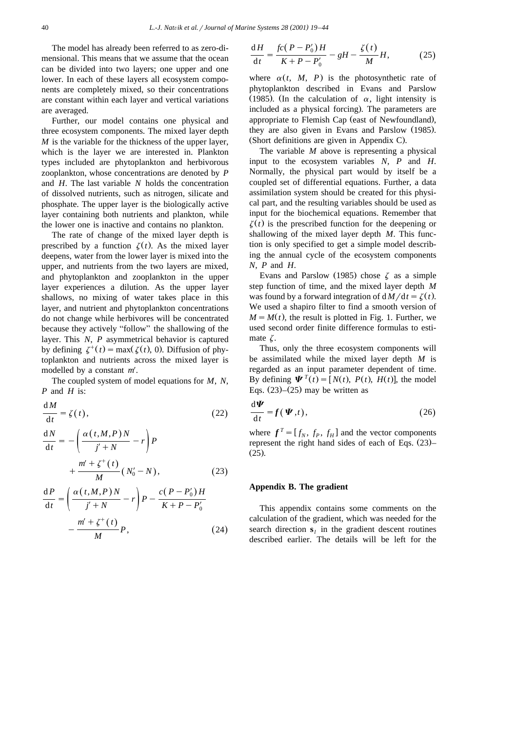The model has already been referred to as zero-dimensional. This means that we assume that the ocean can be divided into two layers; one upper and one lower. In each of these layers all ecosystem components are completely mixed, so their concentrations are constant within each layer and vertical variations are averaged.

Further, our model contains one physical and three ecosystem components. The mixed layer depth $M$ is the variable for the thickness of the upper layer, which is the layer we are interested in. Plankton types included are phytoplankton and herbivorous zooplankton, whose concentrations are denoted by $P$ and $H$. The last variable $N$ holds the concentration of dissolved nutrients, such as nitrogen, silicate and phosphate. The upper layer is the biologically active layer containing both nutrients and plankton, while the lower one is inactive and contains no plankton.

The rate of change of the mixed layer depth is prescribed by a function $\zeta(t)$. As the mixed layer deepens, water from the lower layer is mixed into the upper, and nutrients from the two layers are mixed, and phytoplankton and zooplankton in the upper layer experiences a dilution. As the upper layer shallows, no mixing of water takes place in this layer, and nutrient and phytoplankton concentrations do not change while herbivores will be concentrated because they actively "follow" the shallowing of the layer. This $N$, $P$ asymmetrical behavior is captured by defining $\zeta^{+}(t) = \max(\zeta(t), 0)$. Diffusion of phytoplankton and nutrients across the mixed layer is modelled by a constant $m'$.

The coupled system of model equations for $M$, $N$, $P$ and $H$ is:

$$\frac{\mathrm{d}M}{\mathrm{d}t} = \zeta(t), \tag{22}$$

$$\frac{\mathrm{d}N}{\mathrm{d}t} = -\left( \frac{\alpha(t,M,P)N}{j'+N} - r \right)P + \frac{m' + \zeta^{+}(t)}{M}(N_0' - N), \tag{23}$$

$$\frac{\mathrm{d}P}{\mathrm{d}t} = \left( \frac{\alpha(t,M,P)N}{j'+N} - r \right)P - \frac{c(P-P_0')H}{K+P-P_0'} - \frac{m' + \zeta^{+}(t)}{M}P, \tag{24}$$

$$\frac{\mathrm{d}H}{\mathrm{d}t} = \frac{fc(P-P_0')H}{K+P-P_0'} - gH - \frac{\zeta(t)}{M}H, \tag{25}$$

where $\alpha(t, M, P)$ is the photosynthetic rate of phytoplankton described in Evans and Parslow (1985). (In the calculation of $\alpha$, light intensity is included as a physical forcing). The parameters are appropriate to Flemish Cap (east of Newfoundland), they are also given in Evans and Parslow (1985). (Short definitions are given in Appendix C).

The variable $M$ above is representing a physical input to the ecosystem variables $N$, $P$ and $H$. Normally, the physical part would by itself be a coupled set of differential equations. Further, a data assimilation system should be created for this physical part, and the resulting variables should be used as input for the biochemical equations. Remember that $\zeta(t)$ is the prescribed function for the deepening or shallowing of the mixed layer depth $M$. This function is only specified to get a simple model describing the annual cycle of the ecosystem components $N$, $P$ and $H$.

Evans and Parslow (1985) chose $\zeta$ as a simple step function of time, and the mixed layer depth $M$ was found by a forward integration of $\mathrm{d}M/\mathrm{d}t = \zeta(t)$. We used a shapiro filter to find a smooth version of $M = M(t)$, the result is plotted in Fig. 1. Further, we used second order finite difference formulas to estimate $\zeta$.

Thus, only the three ecosystem components will be assimilated while the mixed layer depth $M$ is regarded as an input parameter dependent of time. By defining $\boldsymbol{\Psi}^{T}(t) = [N(t), P(t), H(t)]$, the model Eqs. (23)–(25) may be written as

$$\frac{\mathrm{d}\boldsymbol{\Psi}}{\mathrm{d}t} = \boldsymbol{f}(\boldsymbol{\Psi}, t), \tag{26}$$

where $\boldsymbol{f}^{T} = [f_N, f_P, f_H]$ and the vector components represent the right hand sides of each of Eqs. (23)–(25).

## Appendix B. The gradient

This appendix contains some comments on the calculation of the gradient, which was needed for the search direction $\mathbf{s}_l$ in the gradient descent routines described earlier. The details will be left for the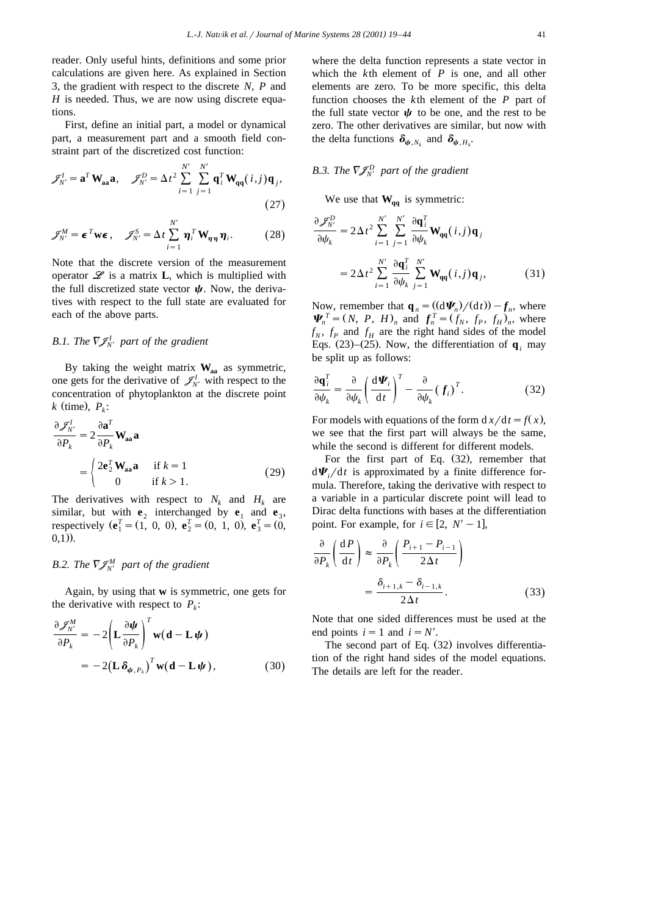reader. Only useful hints, definitions and some prior calculations are given here. As explained in Section 3, the gradient with respect to the discrete $N$, $P$ and $H$ is needed. Thus, we are now using discrete equations.

First, define an initial part, a model or dynamical part, a measurement part and a smooth field constraint part of the discretized cost function:

$$\mathscr{J}_{N'}^{I} = \mathbf{a}^T \mathbf{W_{aa}} \mathbf{a}, \quad \mathscr{J}_{N'}^{D} = \Delta t^2 \sum_{i=1}^{N'} \sum_{j=1}^{N'} \mathbf{q}_i^T \mathbf{W_{qq}}(i,j) \mathbf{q}_j, \tag{27}$$

$$\mathscr{J}_{N'}^{M} = \boldsymbol{\epsilon}^T \mathbf{w} \boldsymbol{\epsilon}, \quad \mathscr{J}_{N'}^{S} = \Delta t \sum_{i=1}^{N'} \boldsymbol{\eta}_i^T \mathbf{W}_{\boldsymbol{\eta}\boldsymbol{\eta}} \boldsymbol{\eta}_i. \tag{28}$$

Note that the discrete version of the measurement operator $\mathscr{L}$ is a matrix $\mathbf{L}$, which is multiplied with the full discretized state vector $\boldsymbol{\psi}$. Now, the derivatives with respect to the full state are evaluated for each of the above parts.

### B.1. The $\nabla \mathscr{J}_{N'}^{I}$ part of the gradient

By taking the weight matrix $\mathbf{W_{aa}}$ as symmetric, one gets for the derivative of $\mathscr{J}_{N'}^{I}$ with respect to the concentration of phytoplankton at the discrete point $k$ (time), $P_k$:

$$\frac{\partial \mathscr{J}_{N'}^{I}}{\partial P_k} = 2 \frac{\partial \mathbf{a}^T}{\partial P_k} \mathbf{W_{aa}} \mathbf{a} = \begin{cases} 2\mathbf{e}_2^T \mathbf{W_{aa}} \mathbf{a} & \text{if } k = 1 \\ 0 & \text{if } k > 1. \end{cases} \tag{29}$$

The derivatives with respect to $N_k$ and $H_k$ are similar, but with $\mathbf{e}_2$ interchanged by $\mathbf{e}_1$ and $\mathbf{e}_3$, respectively ($\mathbf{e}_1^T = (1,\ 0,\ 0)$, $\mathbf{e}_2^T = (0,\ 1,\ 0)$, $\mathbf{e}_3^T = (0, 0,1)$).

### B.2. The $\nabla \mathscr{J}_{N'}^{M}$ part of the gradient

Again, by using that $\mathbf{w}$ is symmetric, one gets for the derivative with respect to $P_k$:

$$\frac{\partial \mathscr{J}_{N'}^{M}}{\partial P_k} = -2 \left( \mathbf{L} \frac{\partial \boldsymbol{\psi}}{\partial P_k} \right)^T \mathbf{w} (\mathbf{d} - \mathbf{L}\boldsymbol{\psi}) = -2 \left( \mathbf{L} \boldsymbol{\delta}_{\boldsymbol{\psi}, P_k} \right)^T \mathbf{w} (\mathbf{d} - \mathbf{L}\boldsymbol{\psi}), \tag{30}$$

where the delta function represents a state vector in which the $k$th element of $P$ is one, and all other elements are zero. To be more specific, this delta function chooses the $k$th element of the $P$ part of the full state vector $\boldsymbol{\psi}$ to be one, and the rest to be zero. The other derivatives are similar, but now with the delta functions $\boldsymbol{\delta}_{\boldsymbol{\psi}, N_k}$ and $\boldsymbol{\delta}_{\boldsymbol{\psi}, H_k}$.

### B.3. The $\nabla \mathscr{J}_{N'}^{D}$ part of the gradient

We use that $\mathbf{W_{qq}}$ is symmetric:

$$\frac{\partial \mathscr{J}_{N'}^{D}}{\partial \psi_k} = 2\Delta t^2 \sum_{i=1}^{N'} \sum_{j=1}^{N'} \frac{\partial \mathbf{q}_i^T}{\partial \psi_k} \mathbf{W_{qq}}(i,j) \mathbf{q}_j = 2\Delta t^2 \sum_{i=1}^{N'} \frac{\partial \mathbf{q}_i^T}{\partial \psi_k} \sum_{j=1}^{N'} \mathbf{W_{qq}}(i,j) \mathbf{q}_j, \tag{31}$$

Now, remember that $\mathbf{q}_n = ((\mathrm{d}\boldsymbol{\Psi}_n)/(\mathrm{d}t)) - \boldsymbol{f}_n$, where $\boldsymbol{\Psi}_n^T = (N,\ P,\ H)_n$ and $\boldsymbol{f}_n^T = (f_N,\ f_P,\ f_H)_n$, where $f_N$, $f_P$ and $f_H$ are the right hand sides of the model Eqs. (23)–(25). Now, the differentiation of $\mathbf{q}_i$ may be split up as follows:

$$\frac{\partial \mathbf{q}_i^T}{\partial \psi_k} = \frac{\partial}{\partial \psi_k} \left( \frac{\mathrm{d}\boldsymbol{\Psi}_i}{\mathrm{d}t} \right)^T - \frac{\partial}{\partial \psi_k} (\boldsymbol{f}_i)^T. \tag{32}$$

For models with equations of the form $\mathrm{d}x/\mathrm{d}t = f(x)$, we see that the first part will always be the same, while the second is different for different models.

For the first part of Eq. (32), remember that $\mathrm{d}\boldsymbol{\Psi}_i/\mathrm{d}t$ is approximated by a finite difference formula. Therefore, taking the derivative with respect to a variable in a particular discrete point will lead to Dirac delta functions with bases at the differentiation point. For example, for $i \in [2,\ N'-1]$,

$$\frac{\partial}{\partial P_k} \left( \frac{\mathrm{d}P}{\mathrm{d}t} \right) \approx \frac{\partial}{\partial P_k} \left( \frac{P_{i+1} - P_{i-1}}{2\Delta t} \right) = \frac{\delta_{i+1,k} - \delta_{i-1,k}}{2\Delta t}. \tag{33}$$

Note that one sided differences must be used at the end points $i = 1$ and $i = N'$.

The second part of Eq. (32) involves differentiation of the right hand sides of the model equations. The details are left for the reader.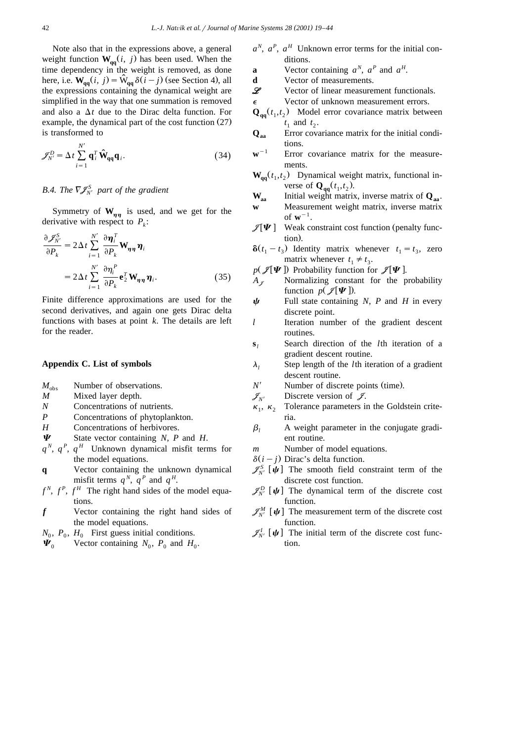Note also that in the expressions above, a general weight function $\mathbf{W}_{\mathbf{qq}}(i, j)$ has been used. When the time dependency in the weight is removed, as done here, i.e. $\mathbf{W}_{\mathbf{qq}}(i, j) = \hat{\mathbf{W}}_{\mathbf{qq}} \delta(i-j)$ (see Section 4), all the expressions containing the dynamical weight are simplified in the way that one summation is removed and also a $\Delta t$ due to the Dirac delta function. For example, the dynamical part of the cost function (27) is transformed to

$$\mathscr{J}_{N'}^{D} = \Delta t \sum_{i=1}^{N'} \mathbf{q}_i^T \hat{\mathbf{W}}_{\mathbf{qq}} \mathbf{q}_i. \tag{34}$$

### B.4. The $\nabla \mathscr{J}_{N'}^{S}$ part of the gradient

Symmetry of $\mathbf{W}_{\boldsymbol{\eta\eta}}$ is used, and we get for the derivative with respect to $P_k$:

$$\begin{aligned} \frac{\partial \mathscr{J}_{N'}^{S}}{\partial P_k} &= 2\Delta t \sum_{i=1}^{N'} \frac{\partial \boldsymbol{\eta}_i^T}{\partial P_k} \mathbf{W}_{\boldsymbol{\eta\eta}} \boldsymbol{\eta}_i \\ &= 2\Delta t \sum_{i=1}^{N'} \frac{\partial \eta_i^P}{\partial P_k} \mathbf{e}_2^T \mathbf{W}_{\boldsymbol{\eta\eta}} \boldsymbol{\eta}_i. \end{aligned} \tag{35}$$

Finite difference approximations are used for the second derivatives, and again one gets Dirac delta functions with bases at point $k$. The details are left for the reader.

## Appendix C. List of symbols

- $M_{\text{obs}}$ Number of observations.
- $M$ Mixed layer depth.
- $N$ Concentrations of nutrients.
- $P$ Concentrations of phytoplankton.
- $H$ Concentrations of herbivores.
- $\boldsymbol{\Psi}$ State vector containing $N$, $P$ and $H$.
- $q^N$, $q^P$, $q^H$ Unknown dynamical misfit terms for the model equations.
- $\mathbf{q}$ Vector containing the unknown dynamical misfit terms $q^N$, $q^P$ and $q^H$.
- $f^N$, $f^P$, $f^H$ The right hand sides of the model equations.
- $\boldsymbol{f}$ Vector containing the right hand sides of the model equations.
- $N_0$, $P_0$, $H_0$ First guess initial conditions.
- $\boldsymbol{\Psi}_0$ Vector containing $N_0$, $P_0$ and $H_0$.
- $a^N$, $a^P$, $a^H$ Unknown error terms for the initial conditions.
- $\mathbf{a}$ Vector containing $a^N$, $a^P$ and $a^H$.
- $\mathbf{d}$ Vector of measurements.
- $\boldsymbol{\mathscr{L}}$ Vector of linear measurement functionals.
- $\boldsymbol{\epsilon}$ Vector of unknown measurement errors.
- $\mathbf{Q}_{\mathbf{qq}}(t_1, t_2)$ Model error covariance matrix between $t_1$ and $t_2$.
- $\mathbf{Q}_{\mathbf{aa}}$ Error covariance matrix for the initial conditions.
- $\mathbf{w}^{-1}$ Error covariance matrix for the measurements.
- $\mathbf{W}_{\mathbf{qq}}(t_1, t_2)$ Dynamical weight matrix, functional inverse of $\mathbf{Q}_{\mathbf{qq}}(t_1, t_2)$.
- $\mathbf{W}_{\mathbf{aa}}$ Initial weight matrix, inverse matrix of $\mathbf{Q}_{\mathbf{aa}}$.
- $\mathbf{w}$ Measurement weight matrix, inverse matrix of $\mathbf{w}^{-1}$.
- $\mathscr{J}[\boldsymbol{\Psi}]$ Weak constraint cost function (penalty function).
- $\boldsymbol{\delta}(t_1 - t_3)$ Identity matrix whenever $t_1 = t_3$, zero matrix whenever $t_1 \neq t_3$.
- $p(\mathscr{J}[\boldsymbol{\Psi}])$ Probability function for $\mathscr{J}[\boldsymbol{\Psi}]$.
- $A_{\mathscr{J}}$ Normalizing constant for the probability function $p(\mathscr{J}[\boldsymbol{\Psi}])$.
- $\boldsymbol{\psi}$ Full state containing $N$, $P$ and $H$ in every discrete point.
- $l$ Iteration number of the gradient descent routines.
- $\mathbf{s}_l$ Search direction of the $l$th iteration of a gradient descent routine.
- $\lambda_l$ Step length of the $l$th iteration of a gradient descent routine.
- $N'$ Number of discrete points (time).
- $\mathscr{J}_{N'}$ Discrete version of $\mathscr{J}$.
- $\kappa_1$, $\kappa_2$ Tolerance parameters in the Goldstein criteria.
- $\beta_l$ A weight parameter in the conjugate gradient routine.
- $m$ Number of model equations.
- $\delta(i-j)$ Dirac's delta function.
- $\mathscr{J}_{N'}^{S}[\boldsymbol{\psi}]$ The smooth field constraint term of the discrete cost function.
- $\mathscr{J}_{N'}^{D}[\boldsymbol{\psi}]$ The dynamical term of the discrete cost function.
- $\mathscr{J}_{N'}^{M}[\boldsymbol{\psi}]$ The measurement term of the discrete cost function.
- $\mathscr{J}_{N'}^{I}[\boldsymbol{\psi}]$ The initial term of the discrete cost function.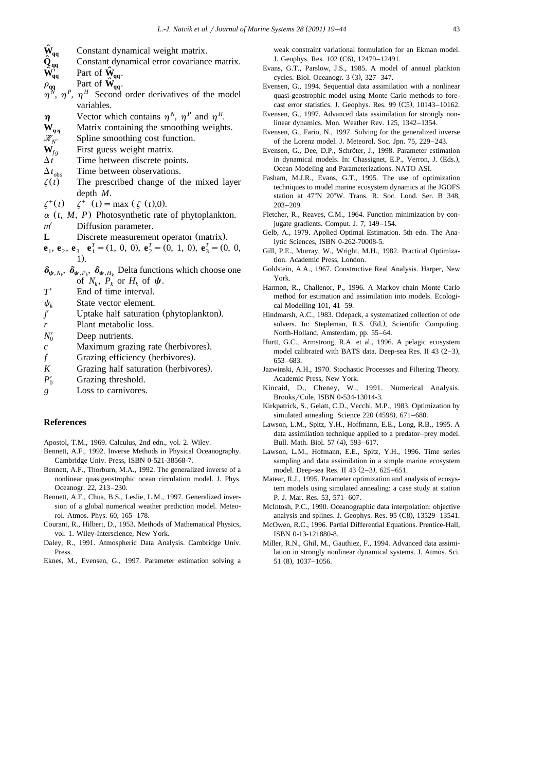$\hat{\mathbf{W}}_{\mathbf{qq}}$ Constant dynamical weight matrix.
$\hat{\mathbf{Q}}_{\mathbf{qq}}$ Constant dynamical error covariance matrix.
$\hat{\mathbf{W}}'_{\mathbf{qq}}$ Part of $\hat{\mathbf{W}}_{\mathbf{qq}}$.
$\rho_{\mathbf{qq}}$ Part of $\hat{\mathbf{W}}_{\mathbf{qq}}$.
$\eta^N$, $\eta^P$, $\eta^H$ Second order derivatives of the model variables.
$\boldsymbol{\eta}$ Vector which contains $\eta^N$, $\eta^P$ and $\eta^H$.
$\mathbf{W}_{\boldsymbol{\eta}\boldsymbol{\eta}}$ Matrix containing the smoothing weights.
$\mathscr{K}_{N'}$ Spline smoothing cost function.
$\mathbf{W}_{fg}$ First guess weight matrix.
$\Delta t$ Time between discrete points.
$\Delta t_{\text{obs}}$ Time between observations.
$\zeta(t)$ The prescribed change of the mixed layer depth $M$.
$\zeta^+(t)$ $\zeta^+(t) = \max(\zeta(t), 0)$.
$\alpha(t, M, P)$ Photosynthetic rate of phytoplankton.
$m'$ Diffusion parameter.
$\mathbf{L}$ Discrete measurement operator (matrix).
$\mathbf{e}_1$, $\mathbf{e}_2$, $\mathbf{e}_3$ $\mathbf{e}_1^T = (1, 0, 0)$, $\mathbf{e}_2^T = (0, 1, 0)$, $\mathbf{e}_3^T = (0, 0, 1)$.
$\boldsymbol{\delta}_{\boldsymbol{\psi}, N_k}$, $\boldsymbol{\delta}_{\boldsymbol{\psi}, P_k}$, $\boldsymbol{\delta}_{\boldsymbol{\psi}, H_k}$ Delta functions which choose one of $N_k$, $P_k$ or $H_k$ of $\boldsymbol{\psi}$.
$T'$ End of time interval.
$\psi_k$ State vector element.
$j'$ Uptake half saturation (phytoplankton).
$r$ Plant metabolic loss.
$N_0'$ Deep nutrients.
$c$ Maximum grazing rate (herbivores).
$f$ Grazing efficiency (herbivores).
$K$ Grazing half saturation (herbivores).
$P_0'$ Grazing threshold.
$g$ Loss to carnivores.

## References

Apostol, T.M., 1969. Calculus, 2nd edn., vol. 2. Wiley.

Bennett, A.F., 1992. Inverse Methods in Physical Oceanography. Cambridge Univ. Press, ISBN 0-521-38568-7.

Bennett, A.F., Thorburn, M.A., 1992. The generalized inverse of a nonlinear quasigeostrophic ocean circulation model. J. Phys. Oceanogr. 22, 213–230.

Bennett, A.F., Chua, B.S., Leslie, L.M., 1997. Generalized inversion of a global numerical weather prediction model. Meteorol. Atmos. Phys. 60, 165–178.

Courant, R., Hilbert, D., 1953. Methods of Mathematical Physics, vol. 1. Wiley-Interscience, New York.

Daley, R., 1991. Atmospheric Data Analysis. Cambridge Univ. Press.

Eknes, M., Evensen, G., 1997. Parameter estimation solving a weak constraint variational formulation for an Ekman model. J. Geophys. Res. 102 (C6), 12479–12491.

Evans, G.T., Parslow, J.S., 1985. A model of annual plankton cycles. Biol. Oceanogr. 3 (3), 327–347.

Evensen, G., 1994. Sequential data assimilation with a nonlinear quasi-geostrophic model using Monte Carlo methods to forecast error statistics. J. Geophys. Res. 99 (C5), 10143–10162.

Evensen, G., 1997. Advanced data assimilation for strongly nonlinear dynamics. Mon. Weather Rev. 125, 1342–1354.

Evensen, G., Fario, N., 1997. Solving for the generalized inverse of the Lorenz model. J. Meteorol. Soc. Jpn. 75, 229–243.

Evensen, G., Dee, D.P., Schröter, J., 1998. Parameter estimation in dynamical models. In: Chassignet, E.P., Verron, J. (Eds.), Ocean Modeling and Parameterizations. NATO ASI.

Fasham, M.J.R., Evans, G.T., 1995. The use of optimization techniques to model marine ecosystem dynamics at the JGOFS station at 47°N 20°W. Trans. R. Soc. Lond. Ser. B 348, 203–209.

Fletcher, R., Reaves, C.M., 1964. Function minimization by conjugate gradients. Comput. J. 7, 149–154.

Gelb, A., 1979. Applied Optimal Estimation. 5th edn. The Analytic Sciences, ISBN 0-262-70008-5.

Gill, P.E., Murray, W., Wright, M.H., 1982. Practical Optimization. Academic Press, London.

Goldstein, A.A., 1967. Constructive Real Analysis. Harper, New York.

Harmon, R., Challenor, P., 1996. A Markov chain Monte Carlo method for estimation and assimilation into models. Ecological Modelling 101, 41–59.

Hindmarsh, A.C., 1983. Odepack, a systematized collection of ode solvers. In: Stepleman, R.S. (Ed.), Scientific Computing. North-Holland, Amsterdam, pp. 55–64.

Hurtt, G.C., Armstrong, R.A. et al., 1996. A pelagic ecosystem model calibrated with BATS data. Deep-sea Res. II 43 (2–3), 653–683.

Jazwinski, A.H., 1970. Stochastic Processes and Filtering Theory. Academic Press, New York.

Kincaid, D., Cheney, W., 1991. Numerical Analysis. Brooks/Cole, ISBN 0-534-13014-3.

Kirkpatrick, S., Gelatt, C.D., Vecchi, M.P., 1983. Optimization by simulated annealing. Science 220 (4598), 671–680.

Lawson, L.M., Spitz, Y.H., Hoffmann, E.E., Long, R.B., 1995. A data assimilation technique applied to a predator–prey model. Bull. Math. Biol. 57 (4), 593–617.

Lawson, L.M., Hofmann, E.E., Spitz, Y.H., 1996. Time series sampling and data assimilation in a simple marine ecosystem model. Deep-sea Res. II 43 (2–3), 625–651.

Matear, R.J., 1995. Parameter optimization and analysis of ecosystem models using simulated annealing: a case study at station P. J. Mar. Res. 53, 571–607.

McIntosh, P.C., 1990. Oceanographic data interpolation: objective analysis and splines. J. Geophys. Res. 95 (C8), 13529–13541.

McOwen, R.C., 1996. Partial Differential Equations. Prentice-Hall, ISBN 0-13-121880-8.

Miller, R.N., Ghil, M., Gauthiez, F., 1994. Advanced data assimilation in strongly nonlinear dynamical systems. J. Atmos. Sci. 51 (8), 1037–1056.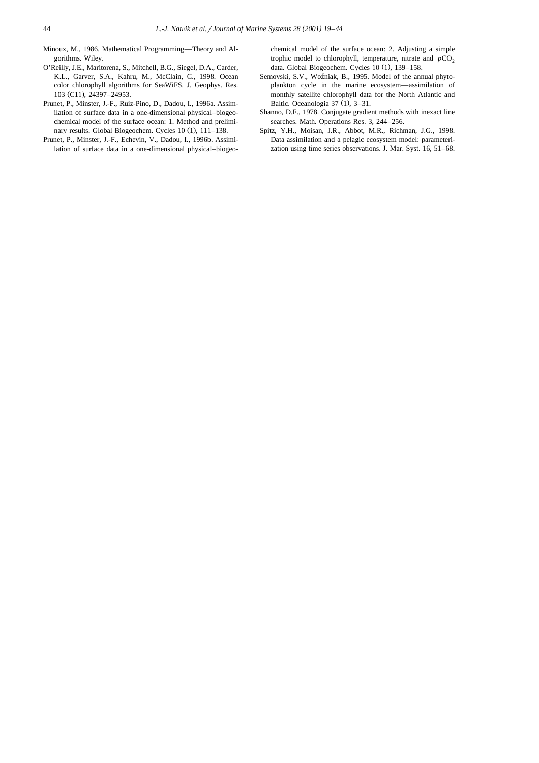Minoux, M., 1986. Mathematical Programming—Theory and Algorithms. Wiley.

O'Reilly, J.E., Maritorena, S., Mitchell, B.G., Siegel, D.A., Carder, K.L., Garver, S.A., Kahru, M., McClain, C., 1998. Ocean color chlorophyll algorithms for SeaWiFS. J. Geophys. Res. 103 (C11), 24397–24953.

Prunet, P., Minster, J.-F., Ruiz-Pino, D., Dadou, I., 1996a. Assimilation of surface data in a one-dimensional physical–biogeochemical model of the surface ocean: 1. Method and preliminary results. Global Biogeochem. Cycles 10 (1), 111–138.

Prunet, P., Minster, J.-F., Echevin, V., Dadou, I., 1996b. Assimilation of surface data in a one-dimensional physical–biogeochemical model of the surface ocean: 2. Adjusting a simple trophic model to chlorophyll, temperature, nitrate and $pCO_2$ data. Global Biogeochem. Cycles 10 (1), 139–158.

Semovski, S.V., Woźniak, B., 1995. Model of the annual phytoplankton cycle in the marine ecosystem—assimilation of monthly satellite chlorophyll data for the North Atlantic and Baltic. Oceanologia 37 (1), 3–31.

Shanno, D.F., 1978. Conjugate gradient methods with inexact line searches. Math. Operations Res. 3, 244–256.

Spitz, Y.H., Moisan, J.R., Abbot, M.R., Richman, J.G., 1998. Data assimilation and a pelagic ecosystem model: parameterization using time series observations. J. Mar. Syst. 16, 51–68.